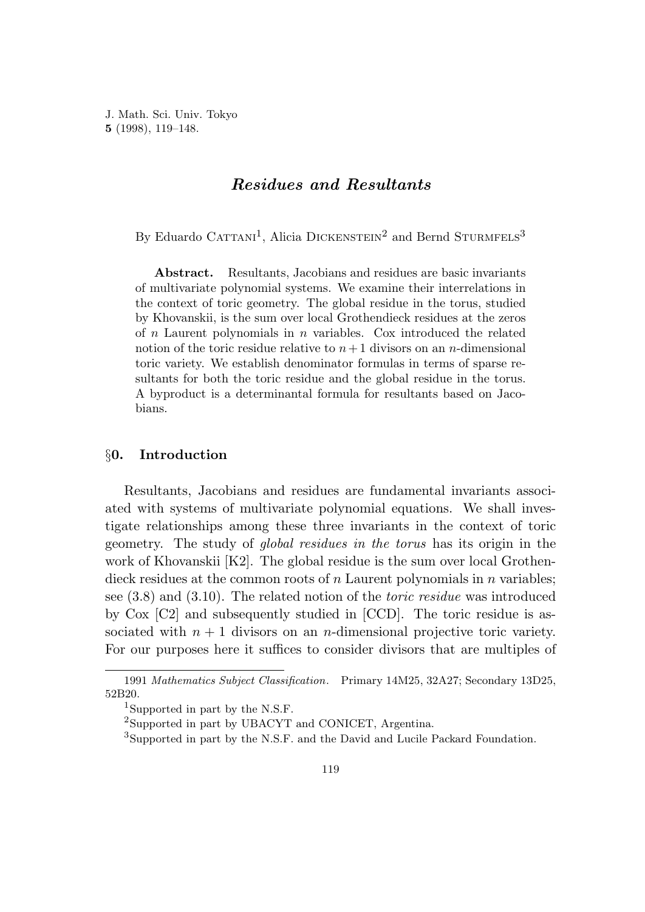# *Residues and Resultants*

By Eduardo Cattani[1], Alicia Dickenstein[2] and Bernd Sturmfels[3]

**Abstract.** Resultants, Jacobians and residues are basic invariants of multivariate polynomial systems. We examine their interrelations in the context of toric geometry. The global residue in the torus, studied by Khovanskii, is the sum over local Grothendieck residues at the zeros of $n$ Laurent polynomials in $n$ variables. Cox introduced the related notion of the toric residue relative to $n+1$ divisors on an $n$-dimensional toric variety. We establish denominator formulas in terms of sparse resultants for both the toric residue and the global residue in the torus. A byproduct is a determinantal formula for resultants based on Jacobians.

## §0. Introduction

Resultants, Jacobians and residues are fundamental invariants associated with systems of multivariate polynomial equations. We shall investigate relationships among these three invariants in the context of toric geometry. The study of *global residues in the torus* has its origin in the work of Khovanskii [K2]. The global residue is the sum over local Grothendieck residues at the common roots of $n$ Laurent polynomials in $n$ variables; see (3.8) and (3.10). The related notion of the *toric residue* was introduced by Cox [C2] and subsequently studied in [CCD]. The toric residue is associated with $n+1$ divisors on an $n$-dimensional projective toric variety. For our purposes here it suffices to consider divisors that are multiples of

---

1991 *Mathematics Subject Classification*. Primary 14M25, 32A27; Secondary 13D25, 52B20.

[1]Supported in part by the N.S.F.

[2]Supported in part by UBACYT and CONICET, Argentina.

[3]Supported in part by the N.S.F. and the David and Lucile Packard Foundation.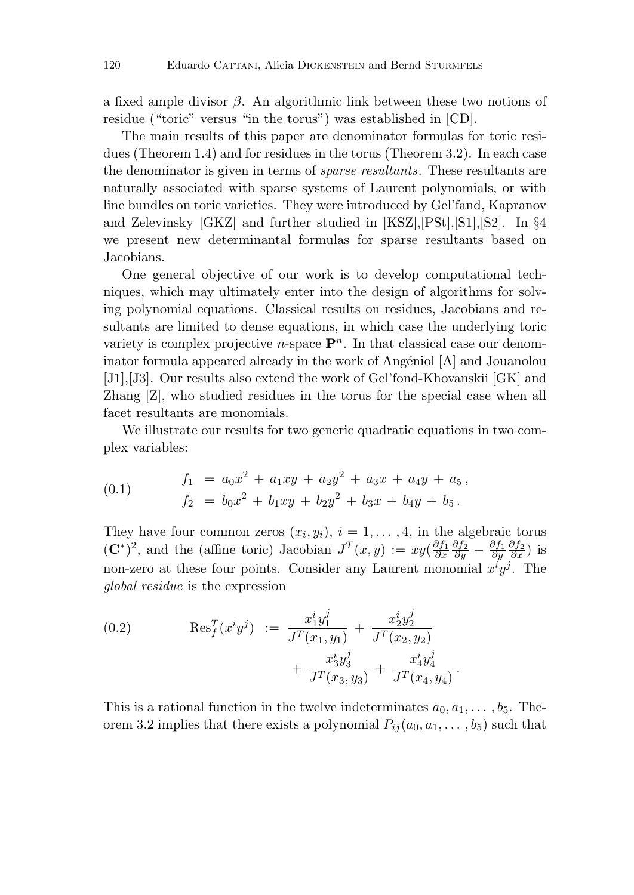a fixed ample divisor $\beta$. An algorithmic link between these two notions of residue ("toric" versus "in the torus") was established in [CD].

The main results of this paper are denominator formulas for toric residues (Theorem 1.4) and for residues in the torus (Theorem 3.2). In each case the denominator is given in terms of *sparse resultants*. These resultants are naturally associated with sparse systems of Laurent polynomials, or with line bundles on toric varieties. They were introduced by Gel'fand, Kapranov and Zelevinsky [GKZ] and further studied in [KSZ],[PSt],[S1],[S2]. In §4 we present new determinantal formulas for sparse resultants based on Jacobians.

One general objective of our work is to develop computational techniques, which may ultimately enter into the design of algorithms for solving polynomial equations. Classical results on residues, Jacobians and resultants are limited to dense equations, in which case the underlying toric variety is complex projective $n$-space $\mathbf{P}^n$. In that classical case our denominator formula appeared already in the work of Angéniol [A] and Jouanolou [J1],[J3]. Our results also extend the work of Gel'fond-Khovanskii [GK] and Zhang [Z], who studied residues in the torus for the special case when all facet resultants are monomials.

We illustrate our results for two generic quadratic equations in two complex variables:

$$
\begin{aligned}
f_1 &= a_0x^2 + a_1xy + a_2y^2 + a_3x + a_4y + a_5\,, \\
f_2 &= b_0x^2 + b_1xy + b_2y^2 + b_3x + b_4y + b_5\,.
\end{aligned}
\tag{0.1}
$$

They have four common zeros $(x_i, y_i)$, $i = 1, \dots, 4$, in the algebraic torus $(\mathbf{C}^*)^2$, and the (affine toric) Jacobian $J^T(x,y) := xy(\frac{\partial f_1}{\partial x}\frac{\partial f_2}{\partial y} - \frac{\partial f_1}{\partial y}\frac{\partial f_2}{\partial x})$ is non-zero at these four points. Consider any Laurent monomial $x^iy^j$. The *global residue* is the expression

$$
\begin{aligned}
\operatorname{Res}_f^T(x^iy^j) \;:=\; &\frac{x_1^iy_1^j}{J^T(x_1,y_1)} + \frac{x_2^iy_2^j}{J^T(x_2,y_2)} \\
&+ \frac{x_3^iy_3^j}{J^T(x_3,y_3)} + \frac{x_4^iy_4^j}{J^T(x_4,y_4)}\,.
\end{aligned}
\tag{0.2}
$$

This is a rational function in the twelve indeterminates $a_0, a_1, \dots, b_5$. Theorem 3.2 implies that there exists a polynomial $P_{ij}(a_0, a_1, \dots, b_5)$ such that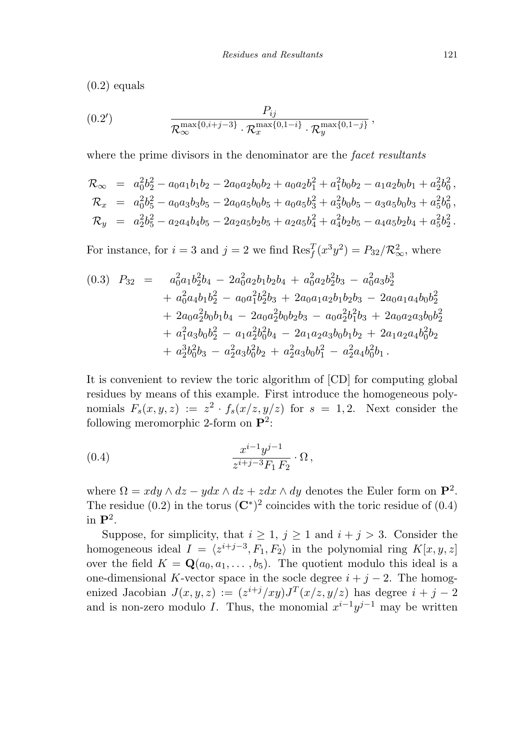(0.2) equals

$$
(0.2') \qquad \frac{P_{ij}}{\mathcal{R}_\infty^{\max\{0,i+j-3\}} \cdot \mathcal{R}_x^{\max\{0,1-i\}} \cdot \mathcal{R}_y^{\max\{0,1-j\}}}\,,
$$

where the prime divisors in the denominator are the *facet resultants*

$$
\begin{aligned}
\mathcal{R}_\infty &= a_0^2b_2^2 - a_0a_1b_1b_2 - 2a_0a_2b_0b_2 + a_0a_2b_1^2 + a_1^2b_0b_2 - a_1a_2b_0b_1 + a_2^2b_0^2\,,\\
\mathcal{R}_x &= a_0^2b_5^2 - a_0a_3b_3b_5 - 2a_0a_5b_0b_5 + a_0a_5b_3^2 + a_3^2b_0b_5 - a_3a_5b_0b_3 + a_5^2b_0^2\,,\\
\mathcal{R}_y &= a_2^2b_5^2 - a_2a_4b_4b_5 - 2a_2a_5b_2b_5 + a_2a_5b_4^2 + a_4^2b_2b_5 - a_4a_5b_2b_4 + a_5^2b_2^2\,.
\end{aligned}
$$

For instance, for $i = 3$ and $j = 2$ we find $\operatorname{Res}_f^T(x^3y^2) = P_{32}/\mathcal{R}_\infty^2$, where

$$
\begin{aligned}
(0.3)\quad P_{32} \;=\;\; & a_0^2a_1b_2^2b_4 - 2a_0^2a_2b_1b_2b_4 + a_0^2a_2b_2^2b_3 - a_0^2a_3b_2^3\\
&+ a_0^2a_4b_1b_2^2 - a_0a_1^2b_2^2b_3 + 2a_0a_1a_2b_1b_2b_3 - 2a_0a_1a_4b_0b_2^2\\
&+ 2a_0a_2^2b_0b_1b_4 - 2a_0a_2^2b_0b_2b_3 - a_0a_2^2b_1^2b_3 + 2a_0a_2a_3b_0b_2^2\\
&+ a_1^2a_3b_0b_2^2 - a_1a_2^2b_0^2b_4 - 2a_1a_2a_3b_0b_1b_2 + 2a_1a_2a_4b_0^2b_2\\
&+ a_2^3b_0^2b_3 - a_2^2a_3b_0^2b_2 + a_2^2a_3b_0b_1^2 - a_2^2a_4b_0^2b_1\,.
\end{aligned}
$$

It is convenient to review the toric algorithm of [CD] for computing global residues by means of this example. First introduce the homogeneous polynomials $F_s(x,y,z) := z^2 \cdot f_s(x/z, y/z)$ for $s = 1,2$. Next consider the following meromorphic 2-form on $\mathbf{P}^2$:

$$
(0.4) \qquad \frac{x^{i-1}y^{j-1}}{z^{i+j-3}F_1\,F_2} \cdot \Omega\,,
$$

where $\Omega = xdy \wedge dz - ydx \wedge dz + zdx \wedge dy$ denotes the Euler form on $\mathbf{P}^2$. The residue (0.2) in the torus $(\mathbf{C}^*)^2$ coincides with the toric residue of (0.4) in $\mathbf{P}^2$.

Suppose, for simplicity, that $i \geq 1$, $j \geq 1$ and $i + j > 3$. Consider the homogeneous ideal $I = \langle z^{i+j-3}, F_1, F_2\rangle$ in the polynomial ring $K[x,y,z]$ over the field $K = \mathbf{Q}(a_0, a_1, \ldots, b_5)$. The quotient modulo this ideal is a one-dimensional $K$-vector space in the socle degree $i + j - 2$. The homogenized Jacobian $J(x,y,z) := (z^{i+j}/xy)J^T(x/z, y/z)$ has degree $i + j - 2$ and is non-zero modulo $I$. Thus, the monomial $x^{i-1}y^{j-1}$ may be written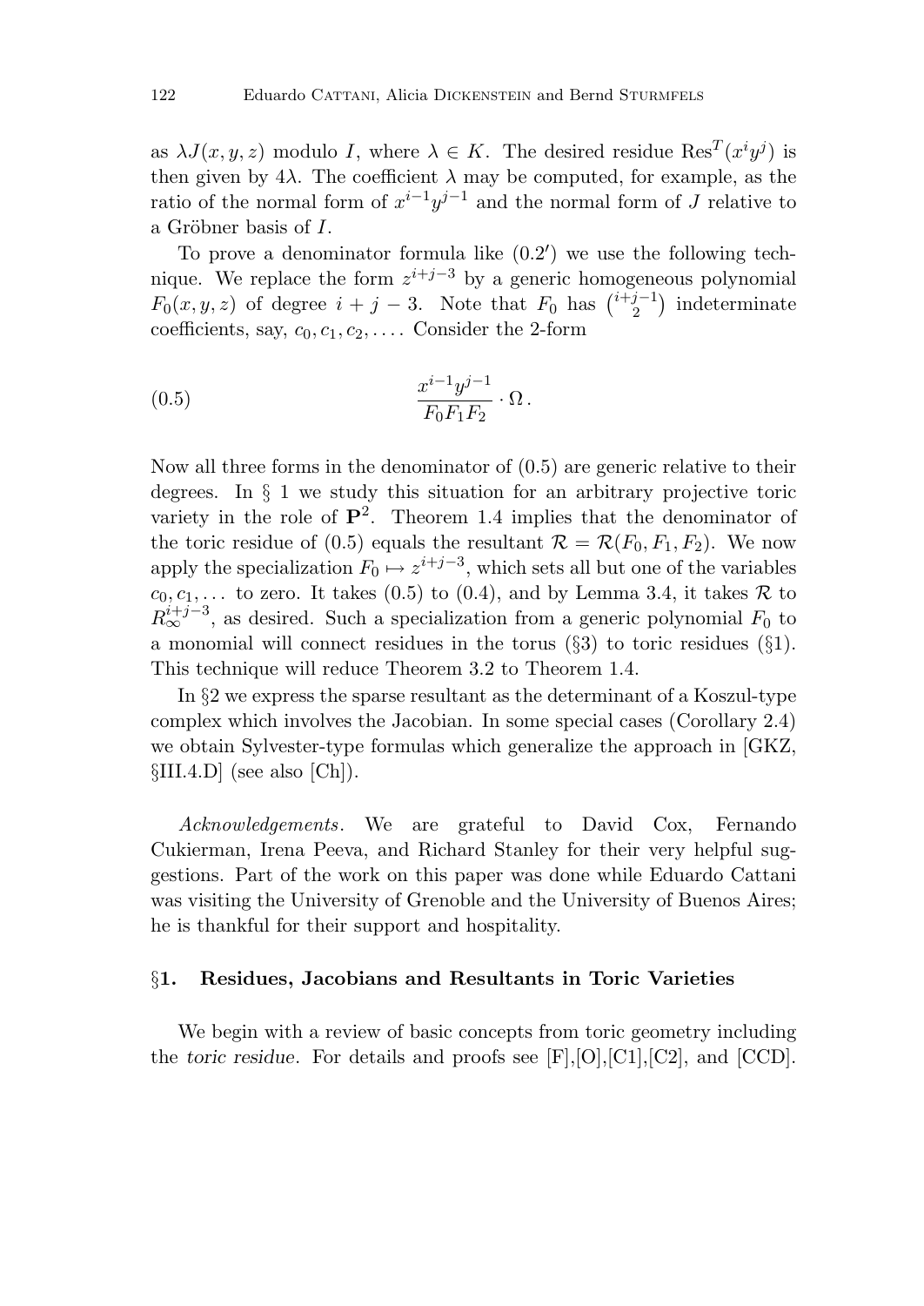as $\lambda J(x, y, z)$ modulo $I$, where $\lambda \in K$. The desired residue $\mathrm{Res}^T(x^i y^j)$ is then given by $4\lambda$. The coefficient $\lambda$ may be computed, for example, as the ratio of the normal form of $x^{i-1}y^{j-1}$ and the normal form of $J$ relative to a Gröbner basis of $I$.

To prove a denominator formula like $(0.2')$ we use the following technique. We replace the form $z^{i+j-3}$ by a generic homogeneous polynomial $F_0(x, y, z)$ of degree $i + j - 3$. Note that $F_0$ has $\binom{i+j-1}{2}$ indeterminate coefficients, say, $c_0, c_1, c_2, \ldots$. Consider the 2-form

$$
\frac{x^{i-1}y^{j-1}}{F_0 F_1 F_2} \cdot \Omega\,. \tag{0.5}
$$

Now all three forms in the denominator of (0.5) are generic relative to their degrees. In § 1 we study this situation for an arbitrary projective toric variety in the role of $\mathbf{P}^2$. Theorem 1.4 implies that the denominator of the toric residue of (0.5) equals the resultant $\mathcal{R} = \mathcal{R}(F_0, F_1, F_2)$. We now apply the specialization $F_0 \mapsto z^{i+j-3}$, which sets all but one of the variables $c_0, c_1, \ldots$ to zero. It takes (0.5) to (0.4), and by Lemma 3.4, it takes $\mathcal{R}$ to $R_\infty^{i+j-3}$, as desired. Such a specialization from a generic polynomial $F_0$ to a monomial will connect residues in the torus (§3) to toric residues (§1). This technique will reduce Theorem 3.2 to Theorem 1.4.

In §2 we express the sparse resultant as the determinant of a Koszul-type complex which involves the Jacobian. In some special cases (Corollary 2.4) we obtain Sylvester-type formulas which generalize the approach in [GKZ, §III.4.D] (see also [Ch]).

*Acknowledgements*. We are grateful to David Cox, Fernando Cukierman, Irena Peeva, and Richard Stanley for their very helpful suggestions. Part of the work on this paper was done while Eduardo Cattani was visiting the University of Grenoble and the University of Buenos Aires; he is thankful for their support and hospitality.

## §1. Residues, Jacobians and Resultants in Toric Varieties

We begin with a review of basic concepts from toric geometry including the *toric residue*. For details and proofs see [F],[O],[C1],[C2], and [CCD].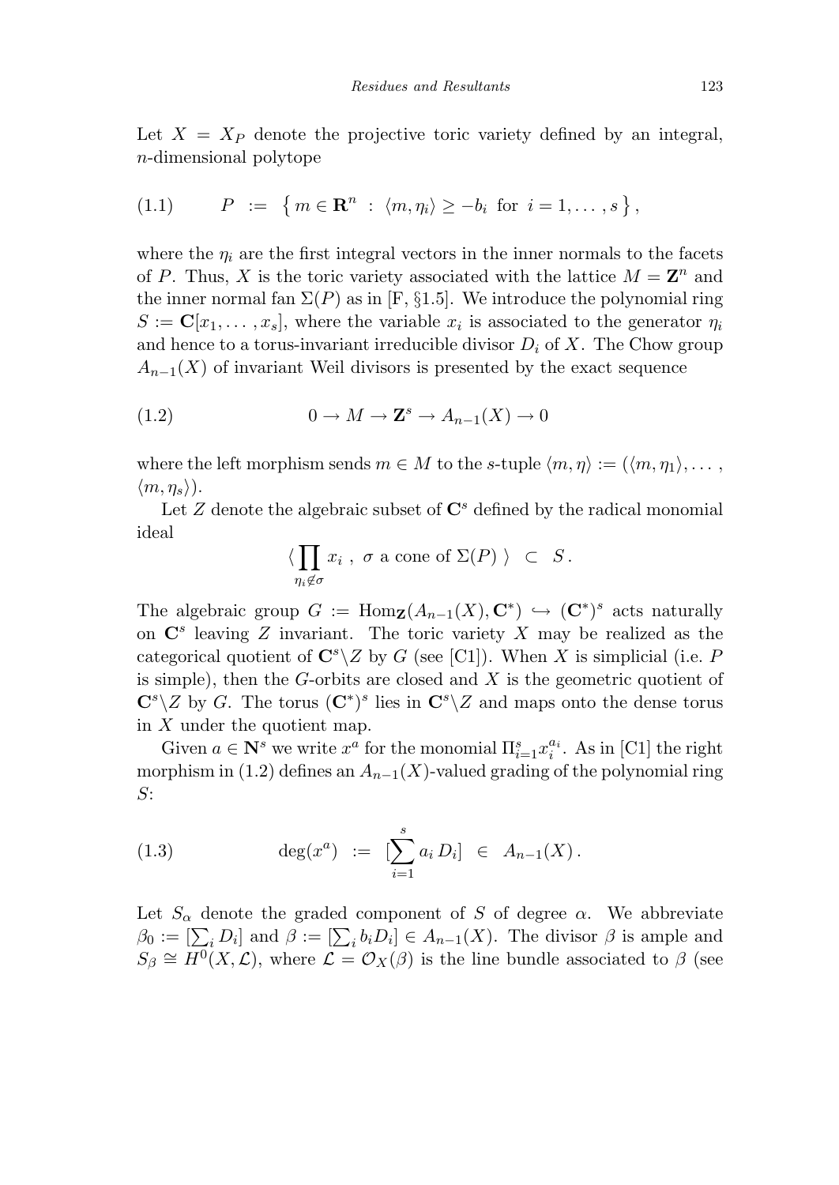Let $X = X_P$ denote the projective toric variety defined by an integral, $n$-dimensional polytope

$$(1.1) \qquad P \ := \ \left\{ m \in \mathbf{R}^n \ : \ \langle m, \eta_i \rangle \geq -b_i \ \text{ for } \ i = 1, \dots , s \right\},$$

where the $\eta_i$ are the first integral vectors in the inner normals to the facets of $P$. Thus, $X$ is the toric variety associated with the lattice $M = \mathbf{Z}^n$ and the inner normal fan $\Sigma(P)$ as in [F, §1.5]. We introduce the polynomial ring $S := \mathbf{C}[x_1, \dots , x_s]$, where the variable $x_i$ is associated to the generator $\eta_i$ and hence to a torus-invariant irreducible divisor $D_i$ of $X$. The Chow group $A_{n-1}(X)$ of invariant Weil divisors is presented by the exact sequence

$$(1.2) \qquad 0 \to M \to \mathbf{Z}^s \to A_{n-1}(X) \to 0$$

where the left morphism sends $m \in M$ to the $s$-tuple $\langle m, \eta \rangle := (\langle m, \eta_1 \rangle, \dots , \langle m, \eta_s \rangle)$.

Let $Z$ denote the algebraic subset of $\mathbf{C}^s$ defined by the radical monomial ideal

$$\langle \prod_{\eta_i \notin \sigma} x_i \ , \ \sigma \text{ a cone of } \Sigma(P) \ \rangle \ \subset \ S \, .$$

The algebraic group $G := \mathrm{Hom}_{\mathbf{Z}}(A_{n-1}(X), \mathbf{C}^*) \hookrightarrow (\mathbf{C}^*)^s$ acts naturally on $\mathbf{C}^s$ leaving $Z$ invariant. The toric variety $X$ may be realized as the categorical quotient of $\mathbf{C}^s \backslash Z$ by $G$ (see [C1]). When $X$ is simplicial (i.e. $P$ is simple), then the $G$-orbits are closed and $X$ is the geometric quotient of $\mathbf{C}^s \backslash Z$ by $G$. The torus $(\mathbf{C}^*)^s$ lies in $\mathbf{C}^s \backslash Z$ and maps onto the dense torus in $X$ under the quotient map.

Given $a \in \mathbf{N}^s$ we write $x^a$ for the monomial $\Pi_{i=1}^s x_i^{a_i}$. As in [C1] the right morphism in (1.2) defines an $A_{n-1}(X)$-valued grading of the polynomial ring $S$:

$$(1.3) \qquad \deg(x^a) \ := \ [\sum_{i=1}^{s} a_i \, D_i] \ \in \ A_{n-1}(X) \, .$$

Let $S_\alpha$ denote the graded component of $S$ of degree $\alpha$. We abbreviate $\beta_0 := [\sum_i D_i]$ and $\beta := [\sum_i b_i D_i] \in A_{n-1}(X)$. The divisor $\beta$ is ample and $S_\beta \cong H^0(X, \mathcal{L})$, where $\mathcal{L} = \mathcal{O}_X(\beta)$ is the line bundle associated to $\beta$ (see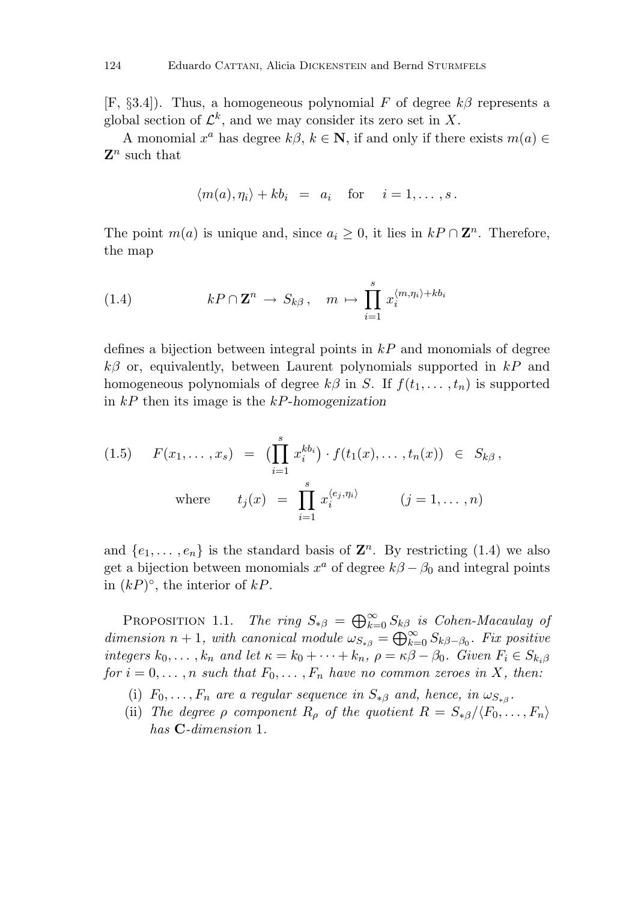[F, §3.4]). Thus, a homogeneous polynomial $F$ of degree $k\beta$ represents a global section of $\mathcal{L}^k$, and we may consider its zero set in $X$.

A monomial $x^a$ has degree $k\beta$, $k \in \mathbf{N}$, if and only if there exists $m(a) \in \mathbf{Z}^n$ such that

$$\langle m(a), \eta_i \rangle + kb_i \;=\; a_i \quad \text{for} \quad i = 1, \ldots, s\,.$$

The point $m(a)$ is unique and, since $a_i \geq 0$, it lies in $kP \cap \mathbf{Z}^n$. Therefore, the map

$$kP \cap \mathbf{Z}^n \;\to\; S_{k\beta}\,, \quad m \;\mapsto\; \prod_{i=1}^{s} x_i^{\langle m, \eta_i \rangle + kb_i} \tag{1.4}$$

defines a bijection between integral points in $kP$ and monomials of degree $k\beta$ or, equivalently, between Laurent polynomials supported in $kP$ and homogeneous polynomials of degree $k\beta$ in $S$. If $f(t_1, \ldots, t_n)$ is supported in $kP$ then its image is the *$kP$-homogenization*

$$F(x_1, \ldots, x_s) \;=\; \Big(\prod_{i=1}^{s} x_i^{kb_i}\Big) \cdot f(t_1(x), \ldots, t_n(x)) \;\in\; S_{k\beta}\,, \tag{1.5}$$

$$\text{where} \qquad t_j(x) \;=\; \prod_{i=1}^{s} x_i^{\langle e_j, \eta_i \rangle} \qquad (j = 1, \ldots, n)$$

and $\{e_1, \ldots, e_n\}$ is the standard basis of $\mathbf{Z}^n$. By restricting (1.4) we also get a bijection between monomials $x^a$ of degree $k\beta - \beta_0$ and integral points in $(kP)^\circ$, the interior of $kP$.

Proposition 1.1. *The ring $S_{*\beta} = \bigoplus_{k=0}^{\infty} S_{k\beta}$ is Cohen-Macaulay of dimension $n+1$, with canonical module $\omega_{S_{*\beta}} = \bigoplus_{k=0}^{\infty} S_{k\beta - \beta_0}$. Fix positive integers $k_0, \ldots, k_n$ and let $\kappa = k_0 + \cdots + k_n$, $\rho = \kappa\beta - \beta_0$. Given $F_i \in S_{k_i\beta}$ for $i = 0, \ldots, n$ such that $F_0, \ldots, F_n$ have no common zeroes in $X$, then:*

(i) *$F_0, \ldots, F_n$ are a regular sequence in $S_{*\beta}$ and, hence, in $\omega_{S_{*\beta}}$.*

(ii) *The degree $\rho$ component $R_\rho$ of the quotient $R = S_{*\beta}/\langle F_0, \ldots, F_n \rangle$ has $\mathbf{C}$-dimension $1$.*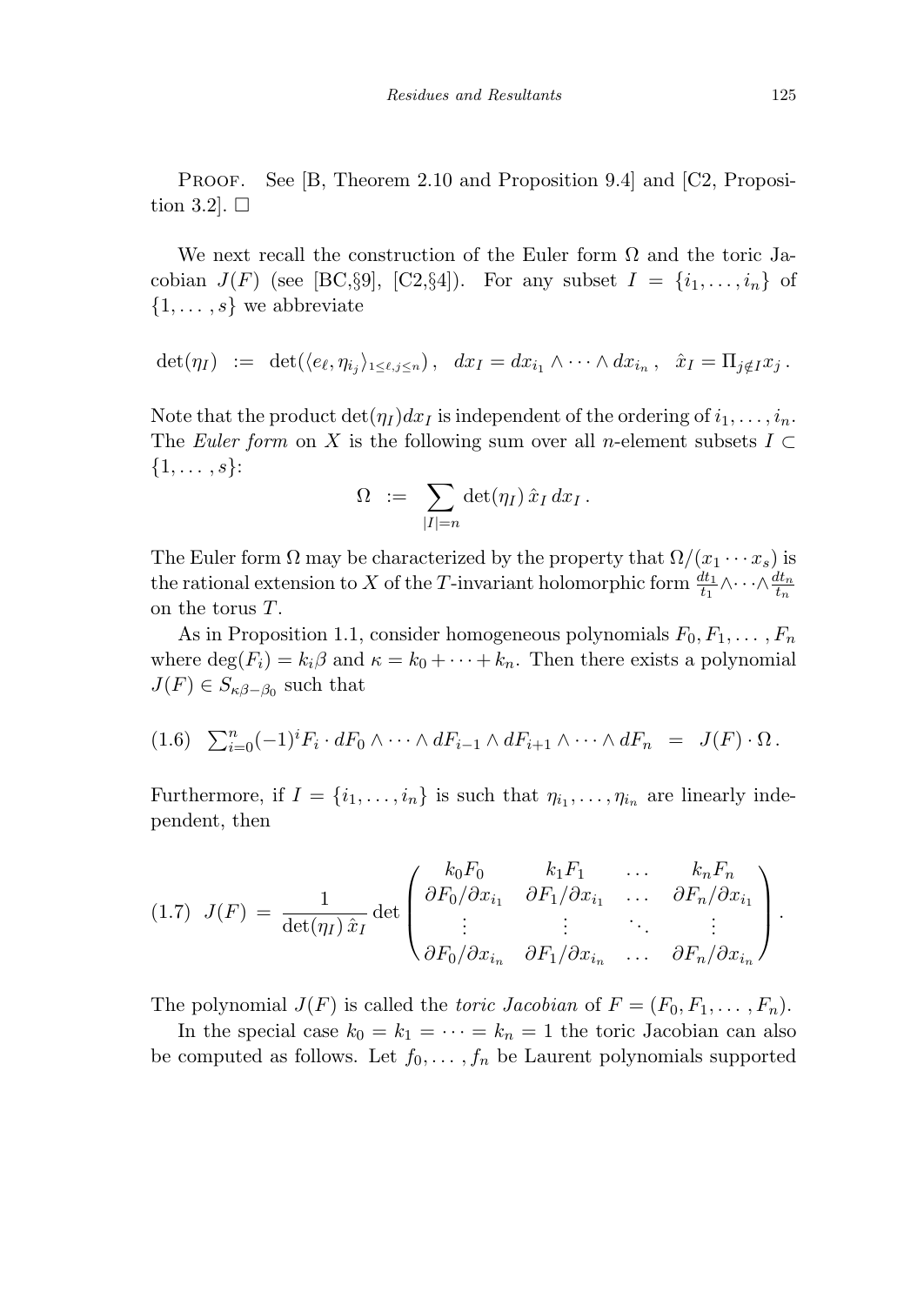Proof. See [B, Theorem 2.10 and Proposition 9.4] and [C2, Proposition 3.2]. $\square$

We next recall the construction of the Euler form $\Omega$ and the toric Jacobian $J(F)$ (see [BC,§9], [C2,§4]). For any subset $I = \{i_1, \ldots, i_n\}$ of $\{1, \ldots, s\}$ we abbreviate

$$\det(\eta_I) \;:=\; \det(\langle e_\ell, \eta_{i_j}\rangle_{1\le \ell, j\le n}), \quad dx_I = dx_{i_1}\wedge\cdots\wedge dx_{i_n}, \quad \hat{x}_I = \Pi_{j\notin I} x_j .$$

Note that the product $\det(\eta_I)dx_I$ is independent of the ordering of $i_1, \ldots, i_n$. The *Euler form* on $X$ is the following sum over all $n$-element subsets $I \subset \{1, \ldots, s\}$:

$$\Omega \;:=\; \sum_{|I|=n} \det(\eta_I)\, \hat{x}_I \, dx_I .$$

The Euler form $\Omega$ may be characterized by the property that $\Omega/(x_1\cdots x_s)$ is the rational extension to $X$ of the $T$-invariant holomorphic form $\frac{dt_1}{t_1}\wedge\cdots\wedge\frac{dt_n}{t_n}$ on the torus $T$.

As in Proposition 1.1, consider homogeneous polynomials $F_0, F_1, \ldots, F_n$ where $\deg(F_i) = k_i\beta$ and $\kappa = k_0 + \cdots + k_n$. Then there exists a polynomial $J(F) \in S_{\kappa\beta - \beta_0}$ such that

$$(1.6)\quad \sum_{i=0}^n (-1)^i F_i \cdot dF_0\wedge\cdots\wedge dF_{i-1}\wedge dF_{i+1}\wedge\cdots\wedge dF_n \;=\; J(F)\cdot\Omega .$$

Furthermore, if $I = \{i_1, \ldots, i_n\}$ is such that $\eta_{i_1}, \ldots, \eta_{i_n}$ are linearly independent, then

$$(1.7)\quad J(F) \;=\; \frac{1}{\det(\eta_I)\,\hat{x}_I}\det\begin{pmatrix} k_0F_0 & k_1F_1 & \ldots & k_nF_n \\ \partial F_0/\partial x_{i_1} & \partial F_1/\partial x_{i_1} & \ldots & \partial F_n/\partial x_{i_1} \\ \vdots & \vdots & \ddots & \vdots \\ \partial F_0/\partial x_{i_n} & \partial F_1/\partial x_{i_n} & \ldots & \partial F_n/\partial x_{i_n} \end{pmatrix}.$$

The polynomial $J(F)$ is called the *toric Jacobian* of $F = (F_0, F_1, \ldots, F_n)$.

In the special case $k_0 = k_1 = \cdots = k_n = 1$ the toric Jacobian can also be computed as follows. Let $f_0, \ldots, f_n$ be Laurent polynomials supported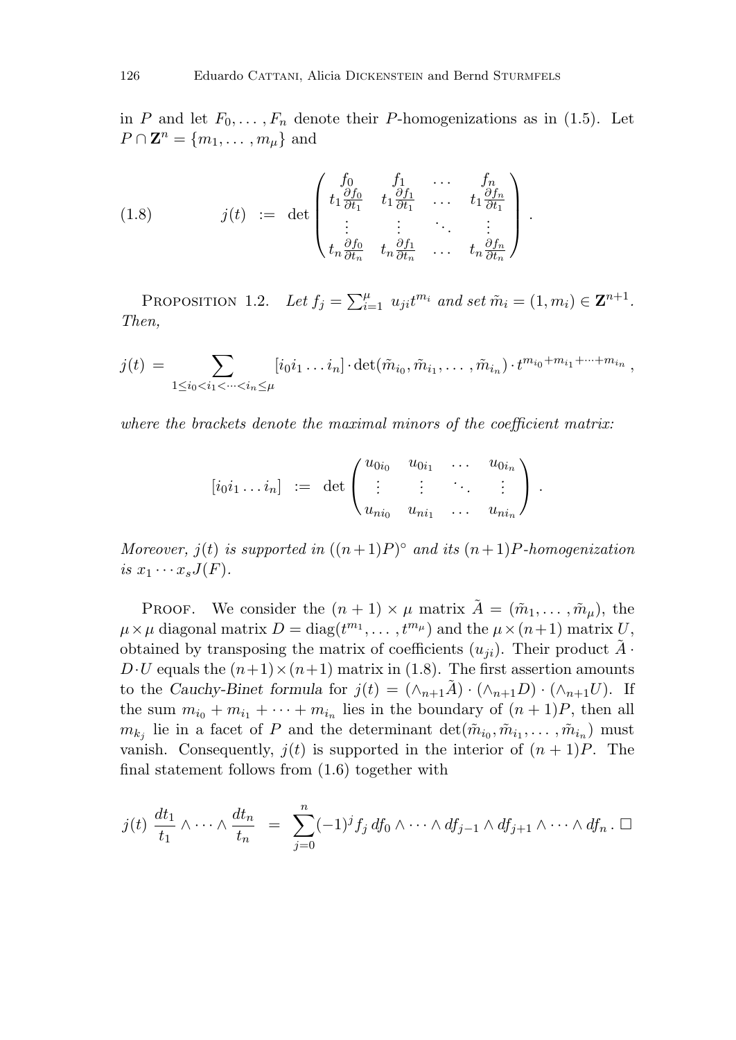in $P$ and let $F_0, \ldots, F_n$ denote their $P$-homogenizations as in (1.5). Let $P \cap \mathbf{Z}^n = \{m_1, \ldots, m_\mu\}$ and

$$
(1.8) \qquad j(t) \;:=\; \det \begin{pmatrix} f_0 & f_1 & \ldots & f_n \\ t_1 \frac{\partial f_0}{\partial t_1} & t_1 \frac{\partial f_1}{\partial t_1} & \ldots & t_1 \frac{\partial f_n}{\partial t_1} \\ \vdots & \vdots & \ddots & \vdots \\ t_n \frac{\partial f_0}{\partial t_n} & t_n \frac{\partial f_1}{\partial t_n} & \ldots & t_n \frac{\partial f_n}{\partial t_n} \end{pmatrix}.
$$

Proposition 1.2. *Let $f_j = \sum_{i=1}^{\mu} u_{ji} t^{m_i}$ and set $\tilde{m}_i = (1, m_i) \in \mathbf{Z}^{n+1}$. Then,*

$$
j(t) \;=\; \sum_{1 \le i_0 < i_1 < \cdots < i_n \le \mu} [i_0 i_1 \ldots i_n] \cdot \det(\tilde{m}_{i_0}, \tilde{m}_{i_1}, \ldots, \tilde{m}_{i_n}) \cdot t^{m_{i_0} + m_{i_1} + \cdots + m_{i_n}},
$$

*where the brackets denote the maximal minors of the coefficient matrix:*

$$
[i_0 i_1 \ldots i_n] \;:=\; \det \begin{pmatrix} u_{0 i_0} & u_{0 i_1} & \ldots & u_{0 i_n} \\ \vdots & \vdots & \ddots & \vdots \\ u_{n i_0} & u_{n i_1} & \ldots & u_{n i_n} \end{pmatrix}.
$$

*Moreover, $j(t)$ is supported in $((n+1)P)^\circ$ and its $(n+1)P$-homogenization is $x_1 \cdots x_s J(F)$.*

Proof. We consider the $(n+1) \times \mu$ matrix $\tilde{A} = (\tilde{m}_1, \ldots, \tilde{m}_\mu)$, the $\mu \times \mu$ diagonal matrix $D = \mathrm{diag}(t^{m_1}, \ldots, t^{m_\mu})$ and the $\mu \times (n+1)$ matrix $U$, obtained by transposing the matrix of coefficients $(u_{ji})$. Their product $\tilde{A} \cdot D \cdot U$ equals the $(n+1) \times (n+1)$ matrix in (1.8). The first assertion amounts to the *Cauchy-Binet formula* for $j(t) = (\wedge_{n+1} \tilde{A}) \cdot (\wedge_{n+1} D) \cdot (\wedge_{n+1} U)$. If the sum $m_{i_0} + m_{i_1} + \cdots + m_{i_n}$ lies in the boundary of $(n+1)P$, then all $m_{k_j}$ lie in a facet of $P$ and the determinant $\det(\tilde{m}_{i_0}, \tilde{m}_{i_1}, \ldots, \tilde{m}_{i_n})$ must vanish. Consequently, $j(t)$ is supported in the interior of $(n+1)P$. The final statement follows from (1.6) together with

$$
j(t) \, \frac{dt_1}{t_1} \wedge \cdots \wedge \frac{dt_n}{t_n} \;=\; \sum_{j=0}^{n} (-1)^j f_j \, df_0 \wedge \cdots \wedge df_{j-1} \wedge df_{j+1} \wedge \cdots \wedge df_n \,. \; \square
$$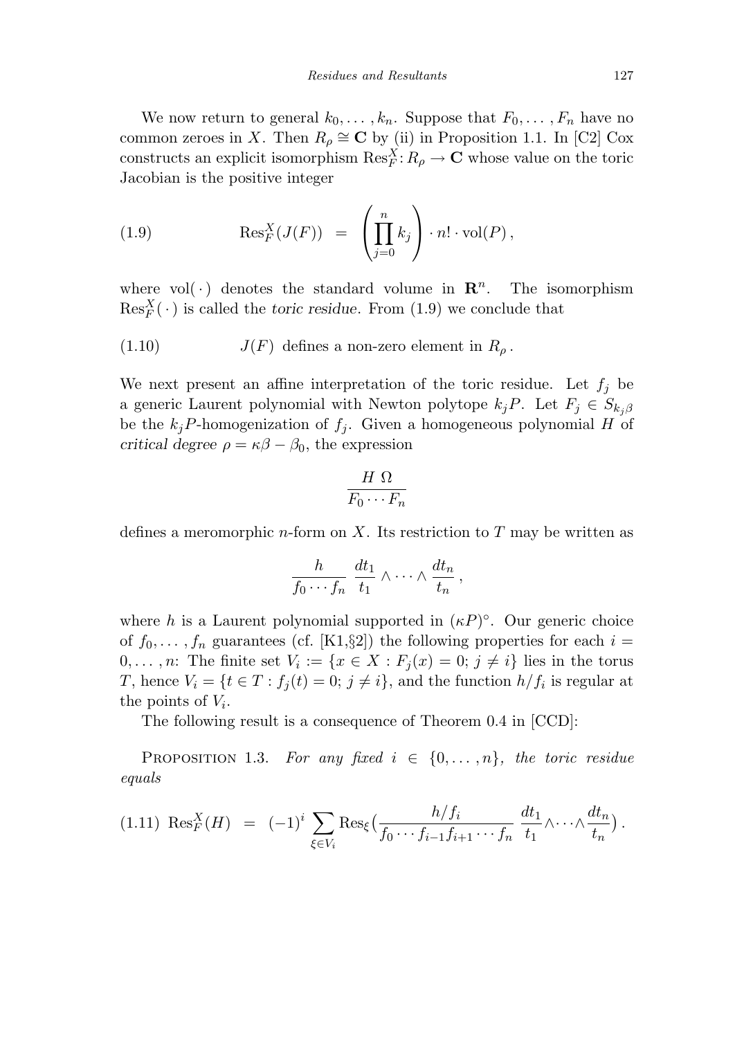We now return to general $k_0, \ldots, k_n$. Suppose that $F_0, \ldots, F_n$ have no common zeroes in $X$. Then $R_\rho \cong \mathbf{C}$ by (ii) in Proposition 1.1. In [C2] Cox constructs an explicit isomorphism $\mathrm{Res}_F^X : R_\rho \to \mathbf{C}$ whose value on the toric Jacobian is the positive integer

$$\mathrm{Res}_F^X(J(F)) \;=\; \left(\prod_{j=0}^{n} k_j\right) \cdot n! \cdot \mathrm{vol}(P)\,, \tag{1.9}$$

where $\mathrm{vol}(\,\cdot\,)$ denotes the standard volume in $\mathbf{R}^n$. The isomorphism $\mathrm{Res}_F^X(\,\cdot\,)$ is called the *toric residue*. From (1.9) we conclude that

$$J(F) \text{ defines a non-zero element in } R_\rho\,. \tag{1.10}$$

We next present an affine interpretation of the toric residue. Let $f_j$ be a generic Laurent polynomial with Newton polytope $k_j P$. Let $F_j \in S_{k_j\beta}$ be the $k_jP$-homogenization of $f_j$. Given a homogeneous polynomial $H$ of *critical degree* $\rho = \kappa\beta - \beta_0$, the expression

$$\frac{H\ \Omega}{F_0 \cdots F_n}$$

defines a meromorphic $n$-form on $X$. Its restriction to $T$ may be written as

$$\frac{h}{f_0 \cdots f_n}\ \frac{dt_1}{t_1} \wedge \cdots \wedge \frac{dt_n}{t_n}\,,$$

where $h$ is a Laurent polynomial supported in $(\kappa P)^\circ$. Our generic choice of $f_0, \ldots, f_n$ guarantees (cf. [K1,§2]) the following properties for each $i = 0, \ldots, n$: The finite set $V_i := \{x \in X : F_j(x) = 0;\ j \neq i\}$ lies in the torus $T$, hence $V_i = \{t \in T : f_j(t) = 0;\ j \neq i\}$, and the function $h/f_i$ is regular at the points of $V_i$.

The following result is a consequence of Theorem 0.4 in [CCD]:

**Proposition 1.3.** *For any fixed $i \in \{0, \ldots, n\}$, the toric residue equals*

$$\mathrm{Res}_F^X(H) \;=\; (-1)^i \sum_{\xi \in V_i} \mathrm{Res}_\xi\Big(\frac{h/f_i}{f_0 \cdots f_{i-1} f_{i+1} \cdots f_n}\ \frac{dt_1}{t_1} \wedge \cdots \wedge \frac{dt_n}{t_n}\Big)\,. \tag{1.11}$$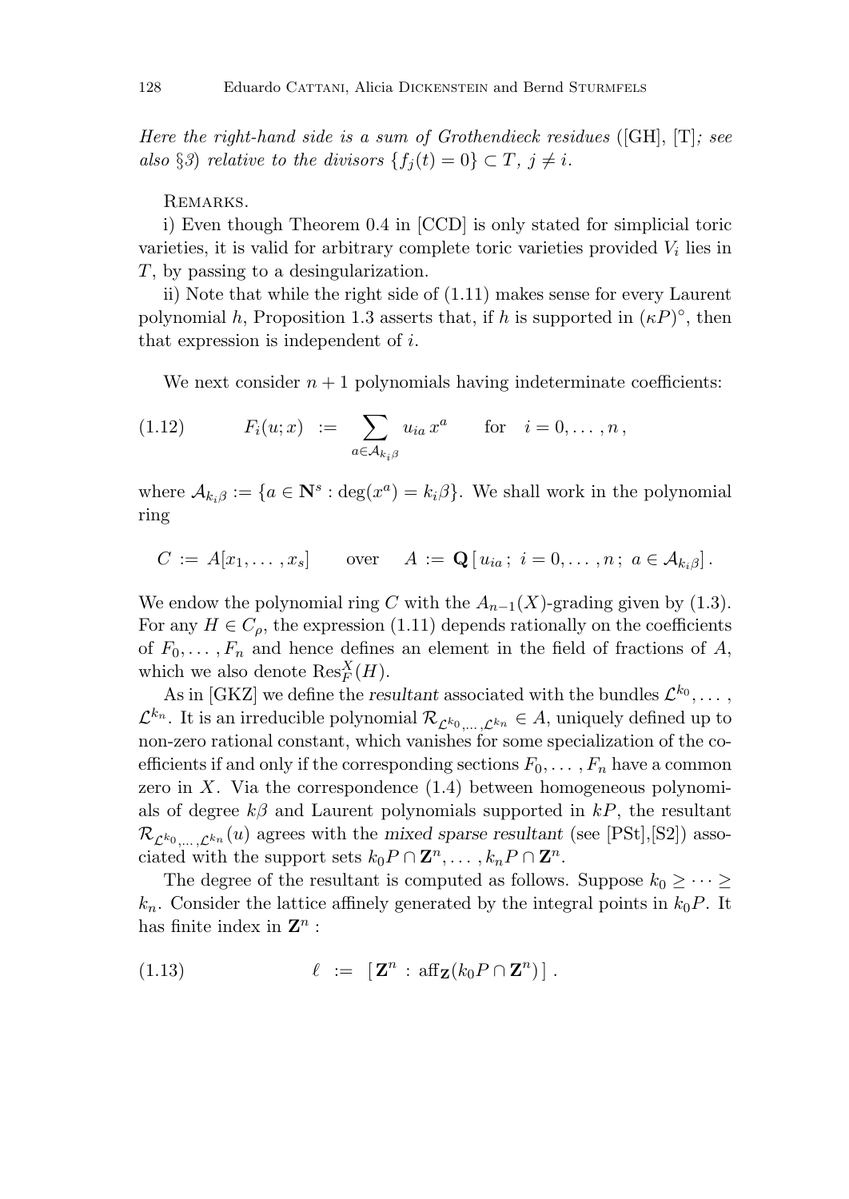*Here the right-hand side is a sum of Grothendieck residues* ([GH], [T]*; see also* §*3*) *relative to the divisors* $\{f_j(t) = 0\} \subset T$*,* $j \neq i$*.*

Remarks.

i) Even though Theorem 0.4 in [CCD] is only stated for simplicial toric varieties, it is valid for arbitrary complete toric varieties provided $V_i$ lies in $T$, by passing to a desingularization.

ii) Note that while the right side of (1.11) makes sense for every Laurent polynomial $h$, Proposition 1.3 asserts that, if $h$ is supported in $(\kappa P)^\circ$, then that expression is independent of $i$.

We next consider $n+1$ polynomials having indeterminate coefficients:

$$F_i(u;x) \;:=\; \sum_{a\in\mathcal{A}_{k_i\beta}} u_{ia}\, x^a \qquad \text{for} \quad i = 0,\ldots,n\,, \tag{1.12}$$

where $\mathcal{A}_{k_i\beta} := \{a \in \mathbf{N}^s : \deg(x^a) = k_i\beta\}$. We shall work in the polynomial ring

$$C \;:=\; A[x_1,\ldots,x_s] \qquad \text{over} \qquad A \;:=\; \mathbf{Q}\,[\,u_{ia}\,;\; i = 0,\ldots,n\,;\; a\in\mathcal{A}_{k_i\beta}]\,.$$

We endow the polynomial ring $C$ with the $A_{n-1}(X)$-grading given by (1.3). For any $H \in C_\rho$, the expression (1.11) depends rationally on the coefficients of $F_0,\ldots,F_n$ and hence defines an element in the field of fractions of $A$, which we also denote $\mathrm{Res}_F^X(H)$.

As in [GKZ] we define the *resultant* associated with the bundles $\mathcal{L}^{k_0},\ldots,$ $\mathcal{L}^{k_n}$. It is an irreducible polynomial $\mathcal{R}_{\mathcal{L}^{k_0},\ldots,\mathcal{L}^{k_n}} \in A$, uniquely defined up to non-zero rational constant, which vanishes for some specialization of the coefficients if and only if the corresponding sections $F_0,\ldots,F_n$ have a common zero in $X$. Via the correspondence (1.4) between homogeneous polynomials of degree $k\beta$ and Laurent polynomials supported in $kP$, the resultant $\mathcal{R}_{\mathcal{L}^{k_0},\ldots,\mathcal{L}^{k_n}}(u)$ agrees with the *mixed sparse resultant* (see [PSt],[S2]) associated with the support sets $k_0P\cap\mathbf{Z}^n,\ldots,k_nP\cap\mathbf{Z}^n$.

The degree of the resultant is computed as follows. Suppose $k_0 \geq \cdots \geq k_n$. Consider the lattice affinely generated by the integral points in $k_0P$. It has finite index in $\mathbf{Z}^n$ :

$$\ell \;:=\; [\,\mathbf{Z}^n \,:\, \mathrm{aff}_{\mathbf{Z}}(k_0P\cap\mathbf{Z}^n)\,]\,. \tag{1.13}$$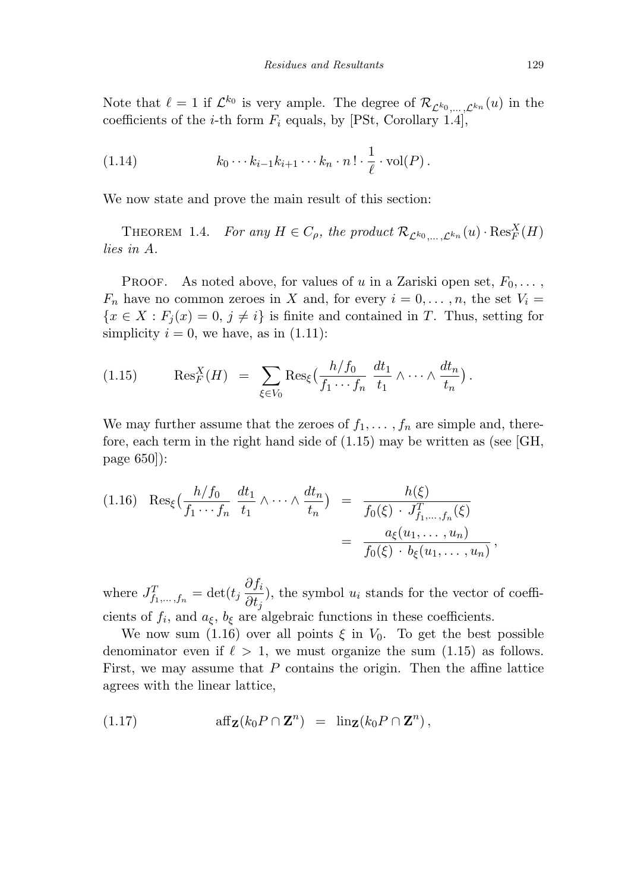Note that $\ell = 1$ if $\mathcal{L}^{k_0}$ is very ample. The degree of $\mathcal{R}_{\mathcal{L}^{k_0},\dots,\mathcal{L}^{k_n}}(u)$ in the coefficients of the $i$-th form $F_i$ equals, by [PSt, Corollary 1.4],

$$
k_0 \cdots k_{i-1} k_{i+1} \cdots k_n \cdot n\,! \cdot \frac{1}{\ell} \cdot \mathrm{vol}(P)\,. \tag{1.14}
$$

We now state and prove the main result of this section:

THEOREM 1.4. *For any $H \in C_\rho$, the product $\mathcal{R}_{\mathcal{L}^{k_0},\dots,\mathcal{L}^{k_n}}(u) \cdot \mathrm{Res}_F^X(H)$ lies in $A$.*

PROOF. As noted above, for values of $u$ in a Zariski open set, $F_0, \dots, F_n$ have no common zeroes in $X$ and, for every $i = 0, \dots, n$, the set $V_i = \{x \in X : F_j(x) = 0,\ j \neq i\}$ is finite and contained in $T$. Thus, setting for simplicity $i = 0$, we have, as in (1.11):

$$
\mathrm{Res}_F^X(H) \;=\; \sum_{\xi \in V_0} \mathrm{Res}_\xi\big(\frac{h/f_0}{f_1 \cdots f_n}\ \frac{dt_1}{t_1} \wedge \cdots \wedge \frac{dt_n}{t_n}\big)\,. \tag{1.15}
$$

We may further assume that the zeroes of $f_1, \dots, f_n$ are simple and, therefore, each term in the right hand side of (1.15) may be written as (see [GH, page 650]):

$$
\begin{aligned}
\mathrm{Res}_\xi\big(\frac{h/f_0}{f_1 \cdots f_n}\ \frac{dt_1}{t_1} \wedge \cdots \wedge \frac{dt_n}{t_n}\big) \;&=\; \frac{h(\xi)}{f_0(\xi)\,\cdot\, J^T_{f_1,\dots,f_n}(\xi)} \\
&=\; \frac{a_\xi(u_1,\dots,u_n)}{f_0(\xi)\,\cdot\, b_\xi(u_1,\dots,u_n)}\,,
\end{aligned} \tag{1.16}
$$

where $J^T_{f_1,\dots,f_n} = \det(t_j \dfrac{\partial f_i}{\partial t_j})$, the symbol $u_i$ stands for the vector of coefficients of $f_i$, and $a_\xi$, $b_\xi$ are algebraic functions in these coefficients.

We now sum (1.16) over all points $\xi$ in $V_0$. To get the best possible denominator even if $\ell > 1$, we must organize the sum (1.15) as follows. First, we may assume that $P$ contains the origin. Then the affine lattice agrees with the linear lattice,

$$
\mathrm{aff}_{\mathbf{Z}}(k_0 P \cap \mathbf{Z}^n) \;=\; \mathrm{lin}_{\mathbf{Z}}(k_0 P \cap \mathbf{Z}^n)\,, \tag{1.17}
$$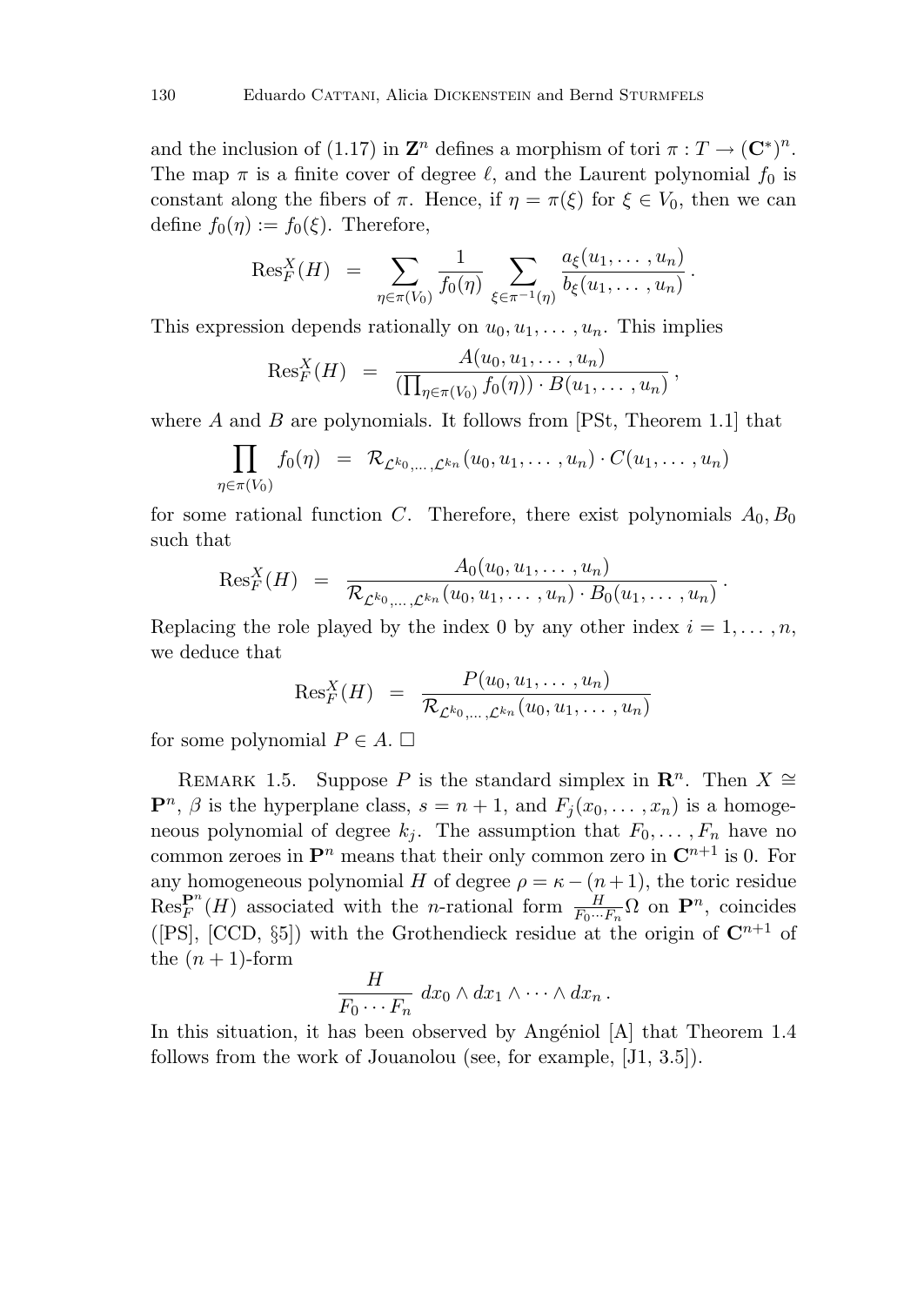and the inclusion of (1.17) in $\mathbf{Z}^n$ defines a morphism of tori $\pi : T \to (\mathbf{C}^*)^n$. The map $\pi$ is a finite cover of degree $\ell$, and the Laurent polynomial $f_0$ is constant along the fibers of $\pi$. Hence, if $\eta = \pi(\xi)$ for $\xi \in V_0$, then we can define $f_0(\eta) := f_0(\xi)$. Therefore,

$$\mathrm{Res}_F^X(H) \;=\; \sum_{\eta \in \pi(V_0)} \frac{1}{f_0(\eta)} \sum_{\xi \in \pi^{-1}(\eta)} \frac{a_\xi(u_1, \ldots, u_n)}{b_\xi(u_1, \ldots, u_n)}\,.$$

This expression depends rationally on $u_0, u_1, \ldots, u_n$. This implies

$$\mathrm{Res}_F^X(H) \;=\; \frac{A(u_0, u_1, \ldots, u_n)}{(\prod_{\eta \in \pi(V_0)} f_0(\eta)) \cdot B(u_1, \ldots, u_n)}\,,$$

where $A$ and $B$ are polynomials. It follows from [PSt, Theorem 1.1] that

$$\prod_{\eta \in \pi(V_0)} f_0(\eta) \;=\; \mathcal{R}_{\mathcal{L}^{k_0}, \ldots, \mathcal{L}^{k_n}}(u_0, u_1, \ldots, u_n) \cdot C(u_1, \ldots, u_n)$$

for some rational function $C$. Therefore, there exist polynomials $A_0, B_0$ such that

$$\mathrm{Res}_F^X(H) \;=\; \frac{A_0(u_0, u_1, \ldots, u_n)}{\mathcal{R}_{\mathcal{L}^{k_0}, \ldots, \mathcal{L}^{k_n}}(u_0, u_1, \ldots, u_n) \cdot B_0(u_1, \ldots, u_n)}\,.$$

Replacing the role played by the index 0 by any other index $i = 1, \ldots, n$, we deduce that

$$\mathrm{Res}_F^X(H) \;=\; \frac{P(u_0, u_1, \ldots, u_n)}{\mathcal{R}_{\mathcal{L}^{k_0}, \ldots, \mathcal{L}^{k_n}}(u_0, u_1, \ldots, u_n)}$$

for some polynomial $P \in A$. $\square$

Remark 1.5. Suppose $P$ is the standard simplex in $\mathbf{R}^n$. Then $X \cong \mathbf{P}^n$, $\beta$ is the hyperplane class, $s = n+1$, and $F_j(x_0, \ldots, x_n)$ is a homogeneous polynomial of degree $k_j$. The assumption that $F_0, \ldots, F_n$ have no common zeroes in $\mathbf{P}^n$ means that their only common zero in $\mathbf{C}^{n+1}$ is 0. For any homogeneous polynomial $H$ of degree $\rho = \kappa - (n+1)$, the toric residue $\mathrm{Res}_F^{\mathbf{P}^n}(H)$ associated with the $n$-rational form $\frac{H}{F_0 \cdots F_n}\Omega$ on $\mathbf{P}^n$, coincides ([PS], [CCD, §5]) with the Grothendieck residue at the origin of $\mathbf{C}^{n+1}$ of the $(n+1)$-form

$$\frac{H}{F_0 \cdots F_n}\; dx_0 \wedge dx_1 \wedge \cdots \wedge dx_n\,.$$

In this situation, it has been observed by Angéniol [A] that Theorem 1.4 follows from the work of Jouanolou (see, for example, [J1, 3.5]).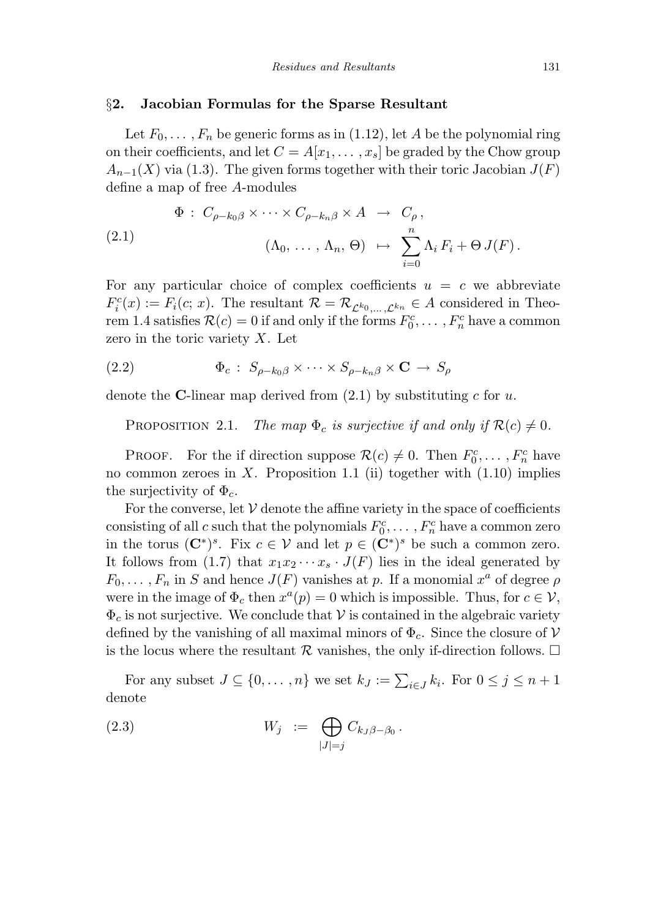## §2. Jacobian Formulas for the Sparse Resultant

Let $F_0, \dots, F_n$ be generic forms as in (1.12), let $A$ be the polynomial ring on their coefficients, and let $C = A[x_1, \dots, x_s]$ be graded by the Chow group $A_{n-1}(X)$ via (1.3). The given forms together with their toric Jacobian $J(F)$ define a map of free $A$-modules

$$
\begin{aligned}
\Phi \; : \; C_{\rho - k_0\beta} \times \cdots \times C_{\rho - k_n\beta} \times A \;\; &\rightarrow \;\; C_\rho \, , \\
(\Lambda_0, \, \dots \, , \Lambda_n, \, \Theta) \;\; &\mapsto \;\; \sum_{i=0}^{n} \Lambda_i \, F_i + \Theta \, J(F) \, .
\end{aligned}
\tag{2.1}
$$

For any particular choice of complex coefficients $u = c$ we abbreviate $F_i^c(x) := F_i(c; x)$. The resultant $\mathcal{R} = \mathcal{R}_{\mathcal{L}^{k_0}, \dots, \mathcal{L}^{k_n}} \in A$ considered in Theorem 1.4 satisfies $\mathcal{R}(c) = 0$ if and only if the forms $F_0^c, \dots, F_n^c$ have a common zero in the toric variety $X$. Let

$$
\Phi_c \; : \; S_{\rho - k_0\beta} \times \cdots \times S_{\rho - k_n\beta} \times \mathbf{C} \; \rightarrow \; S_\rho
\tag{2.2}
$$

denote the $\mathbf{C}$-linear map derived from (2.1) by substituting $c$ for $u$.

Proposition 2.1. *The map $\Phi_c$ is surjective if and only if $\mathcal{R}(c) \neq 0$.*

Proof. For the if direction suppose $\mathcal{R}(c) \neq 0$. Then $F_0^c, \dots, F_n^c$ have no common zeroes in $X$. Proposition 1.1 (ii) together with (1.10) implies the surjectivity of $\Phi_c$.

For the converse, let $\mathcal{V}$ denote the affine variety in the space of coefficients consisting of all $c$ such that the polynomials $F_0^c, \dots, F_n^c$ have a common zero in the torus $(\mathbf{C}^*)^s$. Fix $c \in \mathcal{V}$ and let $p \in (\mathbf{C}^*)^s$ be such a common zero. It follows from (1.7) that $x_1 x_2 \cdots x_s \cdot J(F)$ lies in the ideal generated by $F_0, \dots, F_n$ in $S$ and hence $J(F)$ vanishes at $p$. If a monomial $x^a$ of degree $\rho$ were in the image of $\Phi_c$ then $x^a(p) = 0$ which is impossible. Thus, for $c \in \mathcal{V}$, $\Phi_c$ is not surjective. We conclude that $\mathcal{V}$ is contained in the algebraic variety defined by the vanishing of all maximal minors of $\Phi_c$. Since the closure of $\mathcal{V}$ is the locus where the resultant $\mathcal{R}$ vanishes, the only if-direction follows. $\square$

For any subset $J \subseteq \{0, \dots, n\}$ we set $k_J := \sum_{i \in J} k_i$. For $0 \leq j \leq n+1$ denote

$$
W_j \;\; := \;\; \bigoplus_{|J| = j} C_{k_J\beta - \beta_0} \, .
\tag{2.3}
$$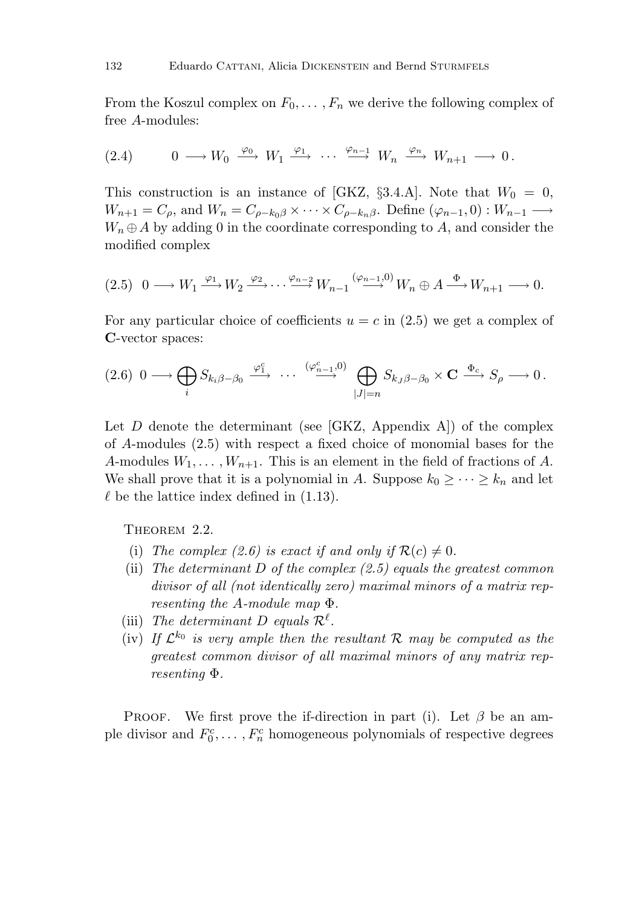From the Koszul complex on $F_0, \ldots, F_n$ we derive the following complex of free $A$-modules:

$$(2.4) \qquad 0 \longrightarrow W_0 \xrightarrow{\varphi_0} W_1 \xrightarrow{\varphi_1} \cdots \xrightarrow{\varphi_{n-1}} W_n \xrightarrow{\varphi_n} W_{n+1} \longrightarrow 0\,.$$

This construction is an instance of [GKZ, §3.4.A]. Note that $W_0 = 0$, $W_{n+1} = C_\rho$, and $W_n = C_{\rho - k_0\beta} \times \cdots \times C_{\rho - k_n\beta}$. Define $(\varphi_{n-1}, 0) : W_{n-1} \longrightarrow W_n \oplus A$ by adding 0 in the coordinate corresponding to $A$, and consider the modified complex

$$(2.5) \quad 0 \longrightarrow W_1 \xrightarrow{\varphi_1} W_2 \xrightarrow{\varphi_2} \cdots \xrightarrow{\varphi_{n-2}} W_{n-1} \xrightarrow{(\varphi_{n-1},0)} W_n \oplus A \xrightarrow{\Phi} W_{n+1} \longrightarrow 0.$$

For any particular choice of coefficients $u = c$ in (2.5) we get a complex of $\mathbf{C}$-vector spaces:

$$(2.6) \quad 0 \longrightarrow \bigoplus_i S_{k_i\beta - \beta_0} \xrightarrow{\varphi_1^c} \cdots \xrightarrow{(\varphi_{n-1}^c,0)} \bigoplus_{|J|=n} S_{k_J\beta - \beta_0} \times \mathbf{C} \xrightarrow{\Phi_c} S_\rho \longrightarrow 0\,.$$

Let $D$ denote the determinant (see [GKZ, Appendix A]) of the complex of $A$-modules (2.5) with respect a fixed choice of monomial bases for the $A$-modules $W_1, \ldots, W_{n+1}$. This is an element in the field of fractions of $A$. We shall prove that it is a polynomial in $A$. Suppose $k_0 \geq \cdots \geq k_n$ and let $\ell$ be the lattice index defined in (1.13).

Theorem 2.2.

(i) *The complex (2.6) is exact if and only if* $\mathcal{R}(c) \neq 0$.

(ii) *The determinant* $D$ *of the complex (2.5) equals the greatest common divisor of all (not identically zero) maximal minors of a matrix representing the* $A$*-module map* $\Phi$.

(iii) *The determinant* $D$ *equals* $\mathcal{R}^\ell$.

(iv) *If* $\mathcal{L}^{k_0}$ *is very ample then the resultant* $\mathcal{R}$ *may be computed as the greatest common divisor of all maximal minors of any matrix representing* $\Phi$.

Proof. We first prove the if-direction in part (i). Let $\beta$ be an ample divisor and $F_0^c, \ldots, F_n^c$ homogeneous polynomials of respective degrees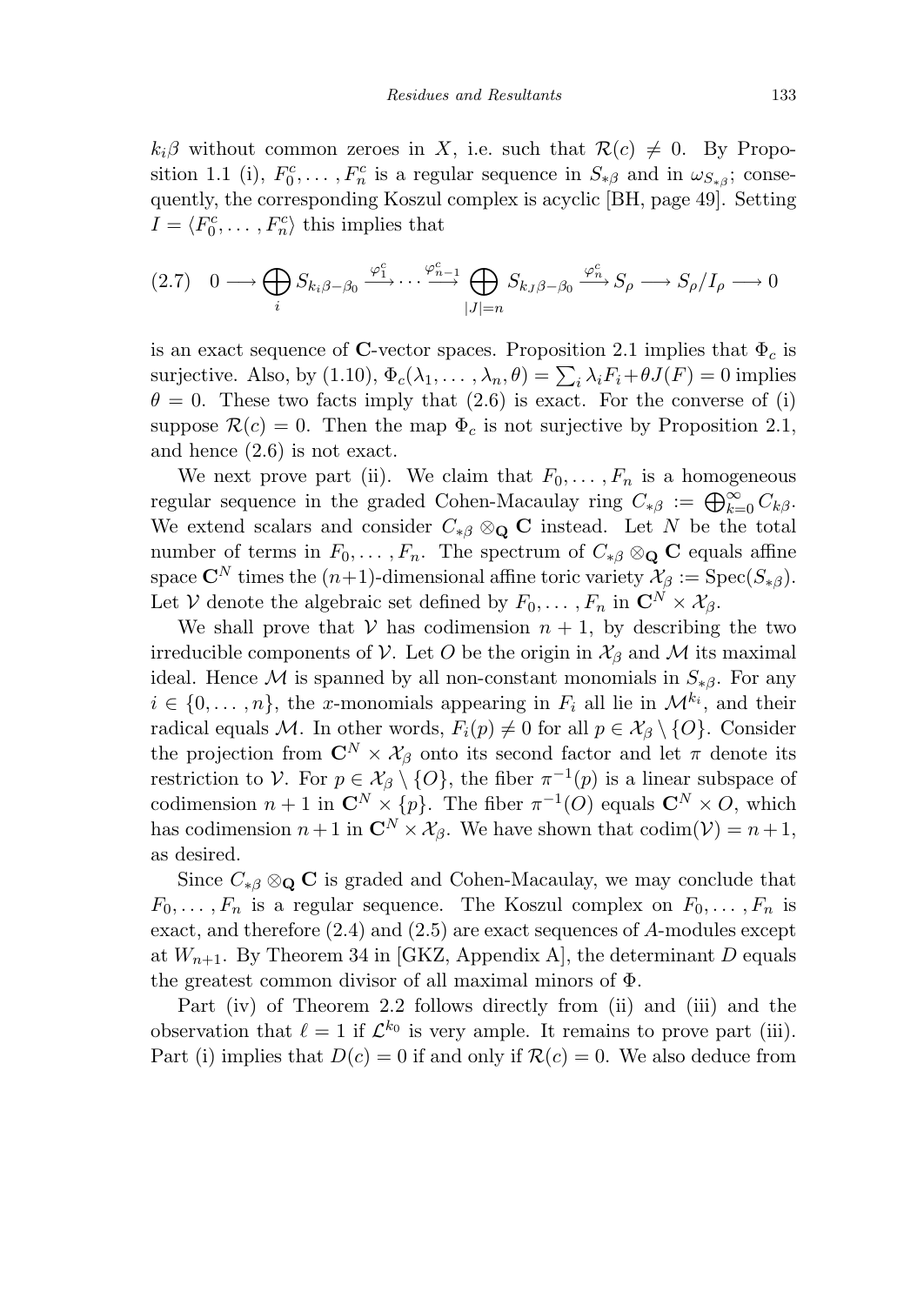$k_i\beta$ without common zeroes in $X$, i.e. such that $\mathcal{R}(c) \neq 0$. By Proposition 1.1 (i), $F_0^c, \ldots, F_n^c$ is a regular sequence in $S_{*\beta}$ and in $\omega_{S_{*\beta}}$; consequently, the corresponding Koszul complex is acyclic [BH, page 49]. Setting $I = \langle F_0^c, \ldots, F_n^c \rangle$ this implies that

$$
(2.7) \quad 0 \longrightarrow \bigoplus_i S_{k_i\beta-\beta_0} \xrightarrow{\varphi_1^c} \cdots \xrightarrow{\varphi_{n-1}^c} \bigoplus_{|J|=n} S_{k_J\beta-\beta_0} \xrightarrow{\varphi_n^c} S_\rho \longrightarrow S_\rho/I_\rho \longrightarrow 0
$$

is an exact sequence of $\mathbf{C}$-vector spaces. Proposition 2.1 implies that $\Phi_c$ is surjective. Also, by (1.10), $\Phi_c(\lambda_1, \ldots, \lambda_n, \theta) = \sum_i \lambda_i F_i + \theta J(F) = 0$ implies $\theta = 0$. These two facts imply that (2.6) is exact. For the converse of (i) suppose $\mathcal{R}(c) = 0$. Then the map $\Phi_c$ is not surjective by Proposition 2.1, and hence (2.6) is not exact.

We next prove part (ii). We claim that $F_0, \ldots, F_n$ is a homogeneous regular sequence in the graded Cohen-Macaulay ring $C_{*\beta} := \bigoplus_{k=0}^\infty C_{k\beta}$. We extend scalars and consider $C_{*\beta} \otimes_{\mathbf{Q}} \mathbf{C}$ instead. Let $N$ be the total number of terms in $F_0, \ldots, F_n$. The spectrum of $C_{*\beta} \otimes_{\mathbf{Q}} \mathbf{C}$ equals affine space $\mathbf{C}^N$ times the $(n+1)$-dimensional affine toric variety $\mathcal{X}_\beta := \mathrm{Spec}(S_{*\beta})$. Let $\mathcal{V}$ denote the algebraic set defined by $F_0, \ldots, F_n$ in $\mathbf{C}^N \times \mathcal{X}_\beta$.

We shall prove that $\mathcal{V}$ has codimension $n+1$, by describing the two irreducible components of $\mathcal{V}$. Let $O$ be the origin in $\mathcal{X}_\beta$ and $\mathcal{M}$ its maximal ideal. Hence $\mathcal{M}$ is spanned by all non-constant monomials in $S_{*\beta}$. For any $i \in \{0, \ldots, n\}$, the $x$-monomials appearing in $F_i$ all lie in $\mathcal{M}^{k_i}$, and their radical equals $\mathcal{M}$. In other words, $F_i(p) \neq 0$ for all $p \in \mathcal{X}_\beta \setminus \{O\}$. Consider the projection from $\mathbf{C}^N \times \mathcal{X}_\beta$ onto its second factor and let $\pi$ denote its restriction to $\mathcal{V}$. For $p \in \mathcal{X}_\beta \setminus \{O\}$, the fiber $\pi^{-1}(p)$ is a linear subspace of codimension $n+1$ in $\mathbf{C}^N \times \{p\}$. The fiber $\pi^{-1}(O)$ equals $\mathbf{C}^N \times O$, which has codimension $n+1$ in $\mathbf{C}^N \times \mathcal{X}_\beta$. We have shown that $\mathrm{codim}(\mathcal{V}) = n+1$, as desired.

Since $C_{*\beta} \otimes_{\mathbf{Q}} \mathbf{C}$ is graded and Cohen-Macaulay, we may conclude that $F_0, \ldots, F_n$ is a regular sequence. The Koszul complex on $F_0, \ldots, F_n$ is exact, and therefore (2.4) and (2.5) are exact sequences of $A$-modules except at $W_{n+1}$. By Theorem 34 in [GKZ, Appendix A], the determinant $D$ equals the greatest common divisor of all maximal minors of $\Phi$.

Part (iv) of Theorem 2.2 follows directly from (ii) and (iii) and the observation that $\ell = 1$ if $\mathcal{L}^{k_0}$ is very ample. It remains to prove part (iii). Part (i) implies that $D(c) = 0$ if and only if $\mathcal{R}(c) = 0$. We also deduce from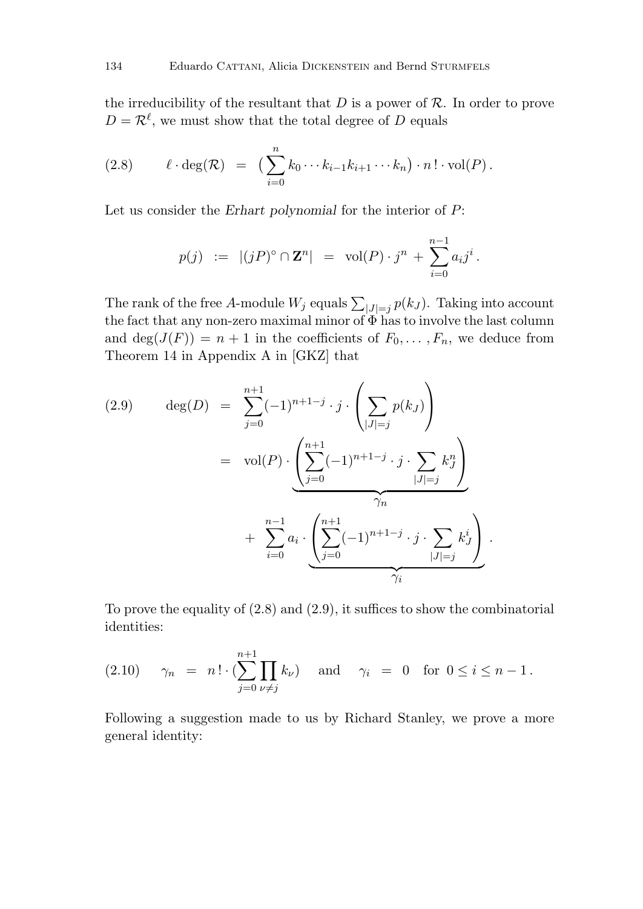the irreducibility of the resultant that $D$ is a power of $\mathcal{R}$. In order to prove $D = \mathcal{R}^\ell$, we must show that the total degree of $D$ equals

$$
\ell \cdot \deg(\mathcal{R}) \;=\; \big(\sum_{i=0}^{n} k_0 \cdots k_{i-1} k_{i+1} \cdots k_n\big) \cdot n\,! \cdot \mathrm{vol}(P)\,. \tag{2.8}
$$

Let us consider the *Erhart polynomial* for the interior of $P$:

$$
p(j) \;:=\; |(jP)^\circ \cap \mathbf{Z}^n| \;=\; \mathrm{vol}(P)\cdot j^n \,+\, \sum_{i=0}^{n-1} a_i j^i \,.
$$

The rank of the free $A$-module $W_j$ equals $\sum_{|J|=j} p(k_J)$. Taking into account the fact that any non-zero maximal minor of $\Phi$ has to involve the last column and $\deg(J(F)) = n+1$ in the coefficients of $F_0, \ldots, F_n$, we deduce from Theorem 14 in Appendix A in [GKZ] that

$$
\begin{aligned}
\deg(D) \;&=\; \sum_{j=0}^{n+1} (-1)^{n+1-j} \cdot j \cdot \left( \sum_{|J|=j} p(k_J) \right) \\
&=\; \mathrm{vol}(P) \cdot \underbrace{\left( \sum_{j=0}^{n+1} (-1)^{n+1-j} \cdot j \cdot \sum_{|J|=j} k_J^n \right)}_{\gamma_n} \\
&\quad +\; \sum_{i=0}^{n-1} a_i \cdot \underbrace{\left( \sum_{j=0}^{n+1} (-1)^{n+1-j} \cdot j \cdot \sum_{|J|=j} k_J^i \right)}_{\gamma_i} .
\end{aligned} \tag{2.9}
$$

To prove the equality of (2.8) and (2.9), it suffices to show the combinatorial identities:

$$
\gamma_n \;=\; n\,! \cdot (\sum_{j=0}^{n+1} \prod_{\nu \neq j} k_\nu) \quad \text{and} \quad \gamma_i \;=\; 0 \quad \text{for } 0 \leq i \leq n-1\,. \tag{2.10}
$$

Following a suggestion made to us by Richard Stanley, we prove a more general identity: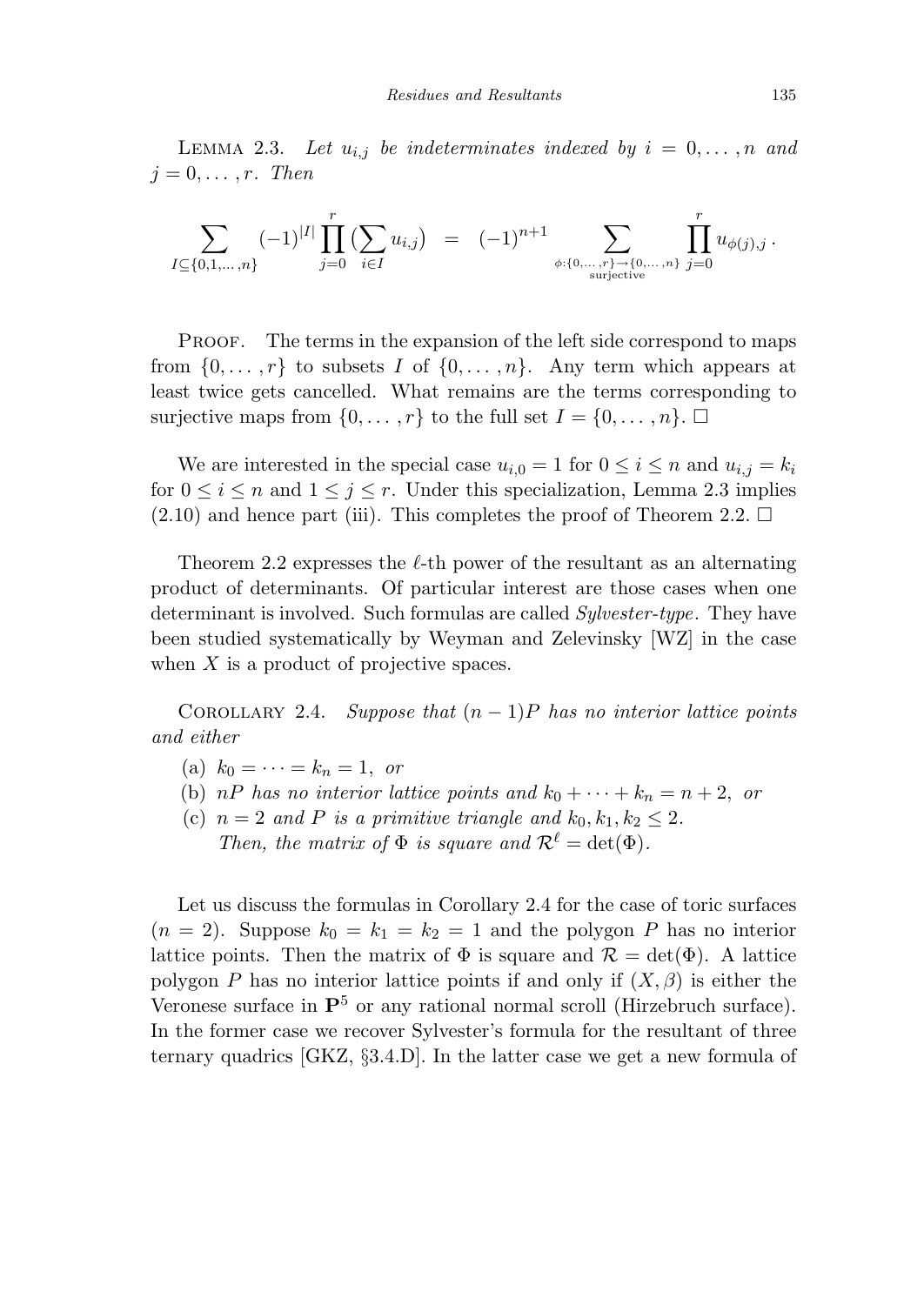Lemma 2.3. *Let $u_{i,j}$ be indeterminates indexed by $i = 0, \dots, n$ and $j = 0, \dots, r$. Then*

$$\sum_{I \subseteq \{0,1,\dots,n\}} (-1)^{|I|} \prod_{j=0}^{r} \big(\sum_{i \in I} u_{i,j}\big) \quad = \quad (-1)^{n+1} \sum_{\substack{\phi : \{0,\dots,r\} \to \{0,\dots,n\} \\ \text{surjective}}} \prod_{j=0}^{r} u_{\phi(j),j} \, .$$

Proof. The terms in the expansion of the left side correspond to maps from $\{0, \dots, r\}$ to subsets $I$ of $\{0, \dots, n\}$. Any term which appears at least twice gets cancelled. What remains are the terms corresponding to surjective maps from $\{0, \dots, r\}$ to the full set $I = \{0, \dots, n\}$. $\square$

We are interested in the special case $u_{i,0} = 1$ for $0 \le i \le n$ and $u_{i,j} = k_i$ for $0 \le i \le n$ and $1 \le j \le r$. Under this specialization, Lemma 2.3 implies (2.10) and hence part (iii). This completes the proof of Theorem 2.2. $\square$

Theorem 2.2 expresses the $\ell$-th power of the resultant as an alternating product of determinants. Of particular interest are those cases when one determinant is involved. Such formulas are called *Sylvester-type*. They have been studied systematically by Weyman and Zelevinsky [WZ] in the case when $X$ is a product of projective spaces.

Corollary 2.4. *Suppose that $(n-1)P$ has no interior lattice points and either*

(a) $k_0 = \cdots = k_n = 1$, *or*
(b) *$nP$ has no interior lattice points and $k_0 + \cdots + k_n = n+2$, or*
(c) *$n = 2$ and $P$ is a primitive triangle and $k_0, k_1, k_2 \le 2$.*
*Then, the matrix of $\Phi$ is square and $\mathcal{R}^\ell = \det(\Phi)$.*

Let us discuss the formulas in Corollary 2.4 for the case of toric surfaces ($n = 2$). Suppose $k_0 = k_1 = k_2 = 1$ and the polygon $P$ has no interior lattice points. Then the matrix of $\Phi$ is square and $\mathcal{R} = \det(\Phi)$. A lattice polygon $P$ has no interior lattice points if and only if $(X, \beta)$ is either the Veronese surface in $\mathbf{P}^5$ or any rational normal scroll (Hirzebruch surface). In the former case we recover Sylvester's formula for the resultant of three ternary quadrics [GKZ, §3.4.D]. In the latter case we get a new formula of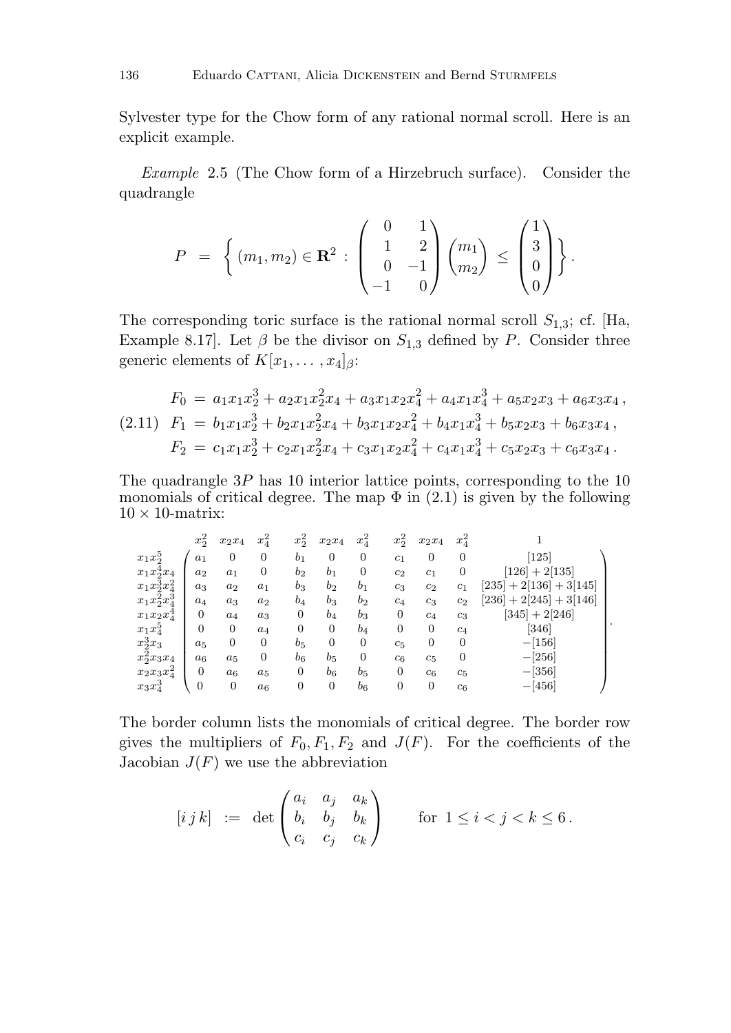Sylvester type for the Chow form of any rational normal scroll. Here is an explicit example.

*Example* 2.5 (The Chow form of a Hirzebruch surface). Consider the quadrangle

$$P \;=\; \left\{ (m_1, m_2) \in \mathbf{R}^2 \,:\, \begin{pmatrix} 0 & 1 \\ 1 & 2 \\ 0 & -1 \\ -1 & 0 \end{pmatrix} \begin{pmatrix} m_1 \\ m_2 \end{pmatrix} \;\leq\; \begin{pmatrix} 1 \\ 3 \\ 0 \\ 0 \end{pmatrix} \right\}.$$

The corresponding toric surface is the rational normal scroll $S_{1,3}$; cf. [Ha, Example 8.17]. Let $\beta$ be the divisor on $S_{1,3}$ defined by $P$. Consider three generic elements of $K[x_1, \ldots, x_4]_\beta$:

$$\begin{aligned}
F_0 \;&=\; a_1 x_1 x_2^3 + a_2 x_1 x_2^2 x_4 + a_3 x_1 x_2 x_4^2 + a_4 x_1 x_4^3 + a_5 x_2 x_3 + a_6 x_3 x_4\,, \\
F_1 \;&=\; b_1 x_1 x_2^3 + b_2 x_1 x_2^2 x_4 + b_3 x_1 x_2 x_4^2 + b_4 x_1 x_4^3 + b_5 x_2 x_3 + b_6 x_3 x_4\,, \qquad (2.11)\\
F_2 \;&=\; c_1 x_1 x_2^3 + c_2 x_1 x_2^2 x_4 + c_3 x_1 x_2 x_4^2 + c_4 x_1 x_4^3 + c_5 x_2 x_3 + c_6 x_3 x_4\,.
\end{aligned}$$

The quadrangle $3P$ has 10 interior lattice points, corresponding to the 10 monomials of critical degree. The map $\Phi$ in (2.1) is given by the following $10 \times 10$-matrix:

$$\begin{array}{c} \\ x_1x_2^5 \\ x_1x_2^4x_4 \\ x_1x_2^3x_4^2 \\ x_1x_2^2x_4^3 \\ x_1x_2x_4^4 \\ x_1x_4^5 \\ x_2^3x_3 \\ x_2^2x_3x_4 \\ x_2x_3x_4^2 \\ x_3x_4^3 \end{array}
\begin{array}{c}
\begin{array}{cccccccccc} x_2^2 & x_2x_4 & x_4^2 & x_2^2 & x_2x_4 & x_4^2 & x_2^2 & x_2x_4 & x_4^2 & 1 \end{array} \\
\begin{pmatrix}
a_1 & 0 & 0 & b_1 & 0 & 0 & c_1 & 0 & 0 & [125] \\
a_2 & a_1 & 0 & b_2 & b_1 & 0 & c_2 & c_1 & 0 & [126]+2[135] \\
a_3 & a_2 & a_1 & b_3 & b_2 & b_1 & c_3 & c_2 & c_1 & [235]+2[136]+3[145] \\
a_4 & a_3 & a_2 & b_4 & b_3 & b_2 & c_4 & c_3 & c_2 & [236]+2[245]+3[146] \\
0 & a_4 & a_3 & 0 & b_4 & b_3 & 0 & c_4 & c_3 & [345]+2[246] \\
0 & 0 & a_4 & 0 & 0 & b_4 & 0 & 0 & c_4 & [346] \\
a_5 & 0 & 0 & b_5 & 0 & 0 & c_5 & 0 & 0 & -[156] \\
a_6 & a_5 & 0 & b_6 & b_5 & 0 & c_6 & c_5 & 0 & -[256] \\
0 & a_6 & a_5 & 0 & b_6 & b_5 & 0 & c_6 & c_5 & -[356] \\
0 & 0 & a_6 & 0 & 0 & b_6 & 0 & 0 & c_6 & -[456]
\end{pmatrix}
\end{array}.$$

The border column lists the monomials of critical degree. The border row gives the multipliers of $F_0, F_1, F_2$ and $J(F)$. For the coefficients of the Jacobian $J(F)$ we use the abbreviation

$$[i\,j\,k] \;:=\; \det \begin{pmatrix} a_i & a_j & a_k \\ b_i & b_j & b_k \\ c_i & c_j & c_k \end{pmatrix} \qquad \text{for } 1 \leq i < j < k \leq 6\,.$$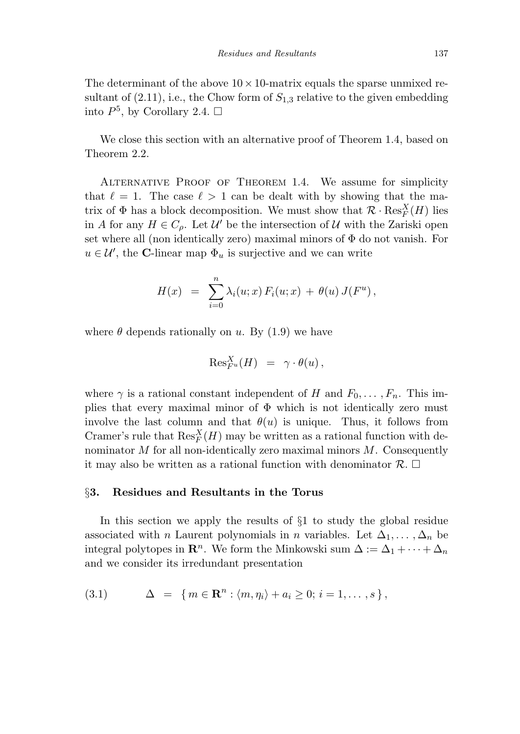The determinant of the above $10 \times 10$-matrix equals the sparse unmixed resultant of (2.11), i.e., the Chow form of $S_{1,3}$ relative to the given embedding into $P^5$, by Corollary 2.4. □

We close this section with an alternative proof of Theorem 1.4, based on Theorem 2.2.

Alternative Proof of Theorem 1.4. We assume for simplicity that $\ell = 1$. The case $\ell > 1$ can be dealt with by showing that the matrix of $\Phi$ has a block decomposition. We must show that $\mathcal{R} \cdot \mathrm{Res}_F^X(H)$ lies in $A$ for any $H \in C_\rho$. Let $\mathcal{U}'$ be the intersection of $\mathcal{U}$ with the Zariski open set where all (non identically zero) maximal minors of $\Phi$ do not vanish. For $u \in \mathcal{U}'$, the $\mathbf{C}$-linear map $\Phi_u$ is surjective and we can write

$$H(x) \;=\; \sum_{i=0}^{n} \lambda_i(u;x)\, F_i(u;x) \;+\; \theta(u)\, J(F^u)\,,$$

where $\theta$ depends rationally on $u$. By (1.9) we have

$$\mathrm{Res}_{F^u}^X(H) \;=\; \gamma \cdot \theta(u)\,,$$

where $\gamma$ is a rational constant independent of $H$ and $F_0, \ldots, F_n$. This implies that every maximal minor of $\Phi$ which is not identically zero must involve the last column and that $\theta(u)$ is unique. Thus, it follows from Cramer's rule that $\mathrm{Res}_F^X(H)$ may be written as a rational function with denominator $M$ for all non-identically zero maximal minors $M$. Consequently it may also be written as a rational function with denominator $\mathcal{R}$. □

## §3. Residues and Resultants in the Torus

In this section we apply the results of §1 to study the global residue associated with $n$ Laurent polynomials in $n$ variables. Let $\Delta_1, \ldots, \Delta_n$ be integral polytopes in $\mathbf{R}^n$. We form the Minkowski sum $\Delta := \Delta_1 + \cdots + \Delta_n$ and we consider its irredundant presentation

$$\Delta \;=\; \{\, m \in \mathbf{R}^n : \langle m, \eta_i \rangle + a_i \geq 0;\ i = 1, \ldots, s \,\}, \tag{3.1}$$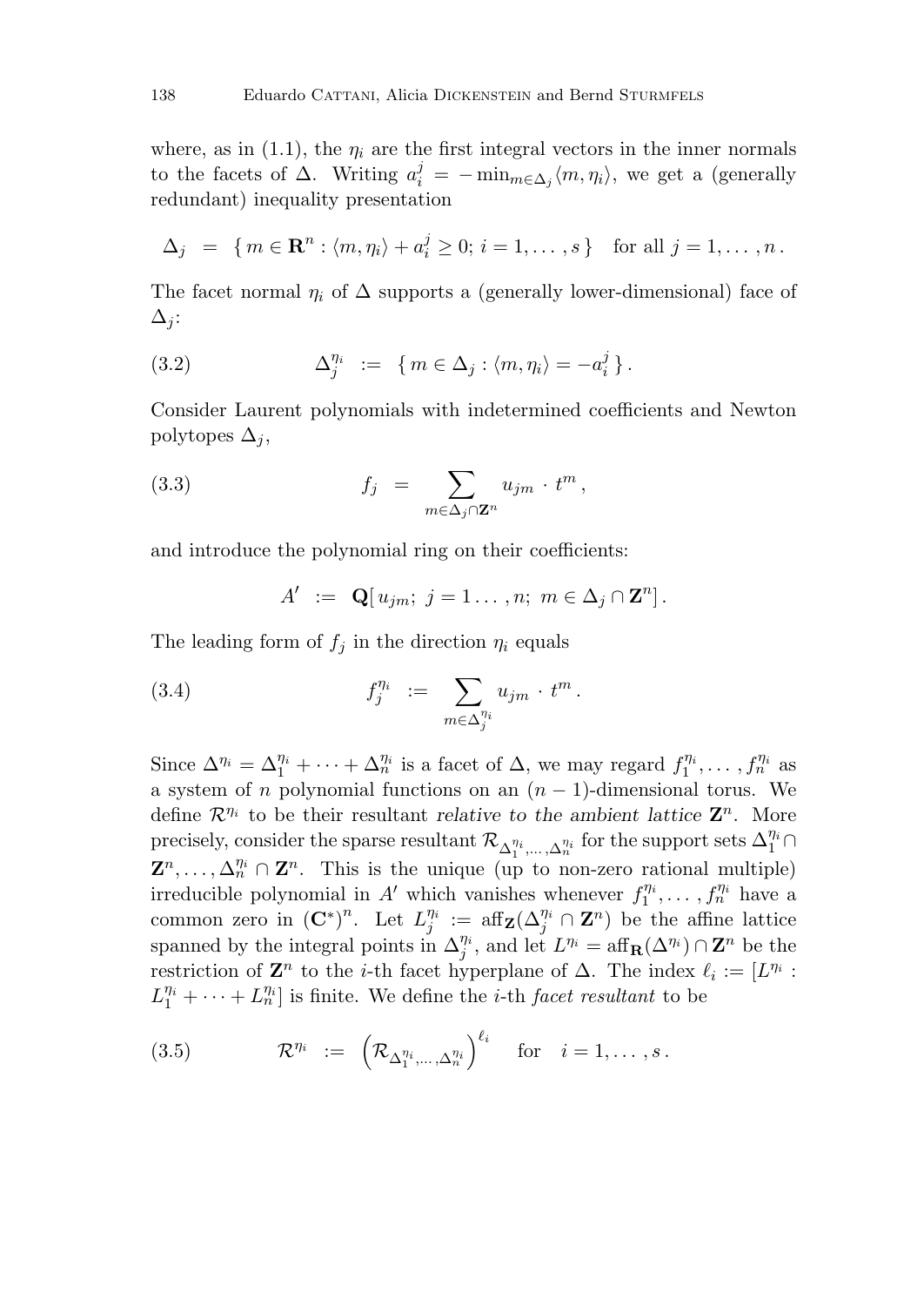where, as in (1.1), the $\eta_i$ are the first integral vectors in the inner normals to the facets of $\Delta$. Writing $a_i^j = -\min_{m \in \Delta_j} \langle m, \eta_i \rangle$, we get a (generally redundant) inequality presentation

$$\Delta_j \;=\; \{\, m \in \mathbf{R}^n : \langle m, \eta_i \rangle + a_i^j \geq 0;\; i = 1, \ldots, s \,\} \quad \text{for all } j = 1, \ldots, n\,.$$

The facet normal $\eta_i$ of $\Delta$ supports a (generally lower-dimensional) face of $\Delta_j$:

$$\Delta_j^{\eta_i} \;:=\; \{\, m \in \Delta_j : \langle m, \eta_i \rangle = -a_i^j \,\}\,. \tag{3.2}$$

Consider Laurent polynomials with indetermined coefficients and Newton polytopes $\Delta_j$,

$$f_j \;=\; \sum_{m \in \Delta_j \cap \mathbf{Z}^n} u_{jm} \cdot t^m\,, \tag{3.3}$$

and introduce the polynomial ring on their coefficients:

$$A' \;:=\; \mathbf{Q}[\, u_{jm};\; j = 1 \ldots, n;\; m \in \Delta_j \cap \mathbf{Z}^n]\,.$$

The leading form of $f_j$ in the direction $\eta_i$ equals

$$f_j^{\eta_i} \;:=\; \sum_{m \in \Delta_j^{\eta_i}} u_{jm} \cdot t^m\,. \tag{3.4}$$

Since $\Delta^{\eta_i} = \Delta_1^{\eta_i} + \cdots + \Delta_n^{\eta_i}$ is a facet of $\Delta$, we may regard $f_1^{\eta_i}, \ldots, f_n^{\eta_i}$ as a system of $n$ polynomial functions on an $(n-1)$-dimensional torus. We define $\mathcal{R}^{\eta_i}$ to be their resultant *relative to the ambient lattice* $\mathbf{Z}^n$. More precisely, consider the sparse resultant $\mathcal{R}_{\Delta_1^{\eta_i}, \ldots, \Delta_n^{\eta_i}}$ for the support sets $\Delta_1^{\eta_i} \cap \mathbf{Z}^n, \ldots, \Delta_n^{\eta_i} \cap \mathbf{Z}^n$. This is the unique (up to non-zero rational multiple) irreducible polynomial in $A'$ which vanishes whenever $f_1^{\eta_i}, \ldots, f_n^{\eta_i}$ have a common zero in $(\mathbf{C}^*)^n$. Let $L_j^{\eta_i} := \operatorname{aff}_{\mathbf{Z}}(\Delta_j^{\eta_i} \cap \mathbf{Z}^n)$ be the affine lattice spanned by the integral points in $\Delta_j^{\eta_i}$, and let $L^{\eta_i} = \operatorname{aff}_{\mathbf{R}}(\Delta^{\eta_i}) \cap \mathbf{Z}^n$ be the restriction of $\mathbf{Z}^n$ to the $i$-th facet hyperplane of $\Delta$. The index $\ell_i := [L^{\eta_i} : L_1^{\eta_i} + \cdots + L_n^{\eta_i}]$ is finite. We define the $i$-th *facet resultant* to be

$$\mathcal{R}^{\eta_i} \;:=\; \left( \mathcal{R}_{\Delta_1^{\eta_i}, \ldots, \Delta_n^{\eta_i}} \right)^{\ell_i} \quad \text{for} \quad i = 1, \ldots, s\,. \tag{3.5}$$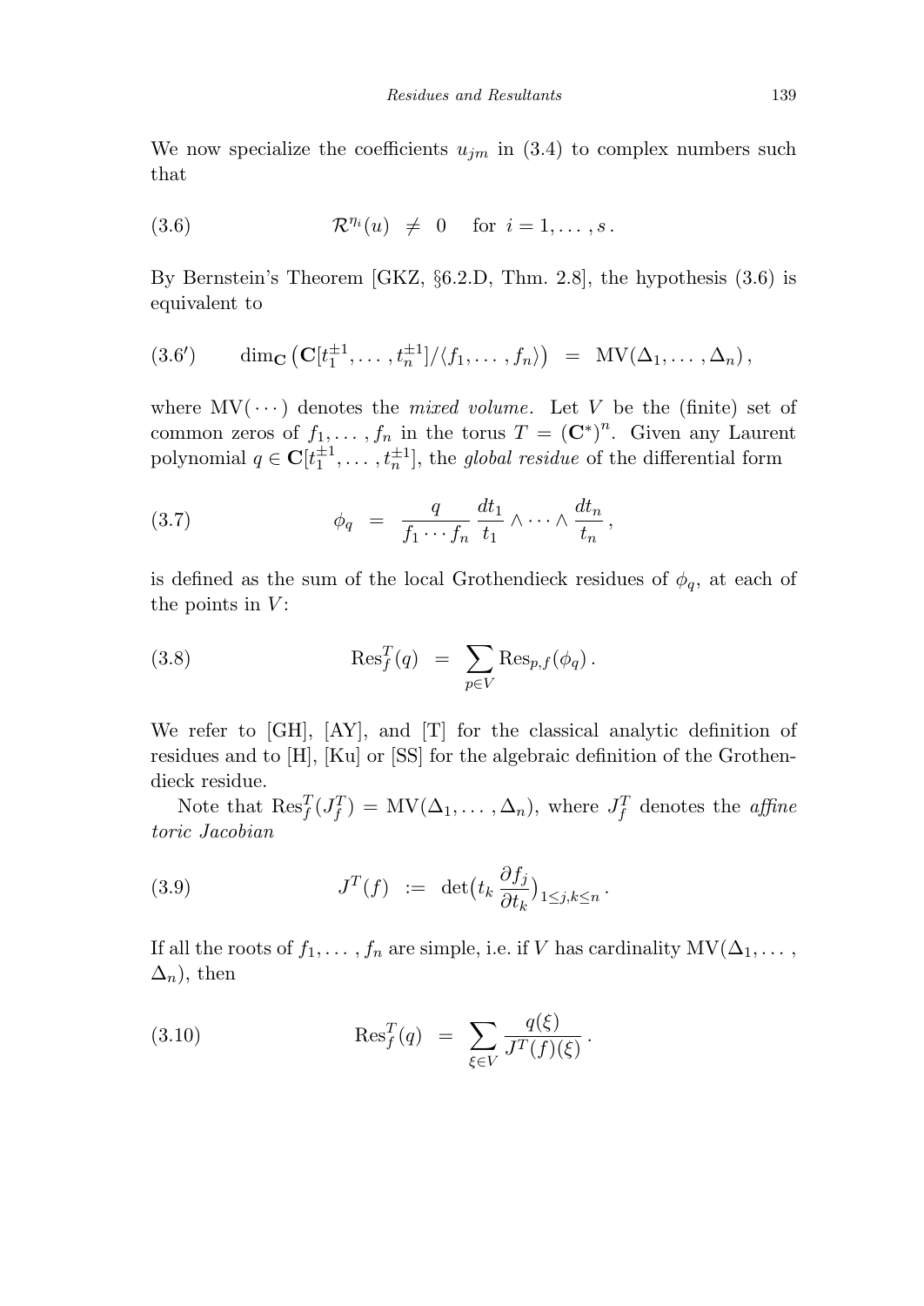We now specialize the coefficients $u_{jm}$ in (3.4) to complex numbers such that

$$\mathcal{R}^{\eta_i}(u) \;\neq\; 0 \quad \text{for } i = 1, \ldots, s\,. \tag{3.6}$$

By Bernstein's Theorem [GKZ, §6.2.D, Thm. 2.8], the hypothesis (3.6) is equivalent to

$$\dim_{\mathbf{C}}\big(\mathbf{C}[t_1^{\pm 1}, \ldots, t_n^{\pm 1}]/\langle f_1, \ldots, f_n\rangle\big) \;=\; \mathrm{MV}(\Delta_1, \ldots, \Delta_n)\,, \tag{3.6$'$}$$

where $\mathrm{MV}(\cdots)$ denotes the *mixed volume*. Let $V$ be the (finite) set of common zeros of $f_1, \ldots, f_n$ in the torus $T = (\mathbf{C}^*)^n$. Given any Laurent polynomial $q \in \mathbf{C}[t_1^{\pm 1}, \ldots, t_n^{\pm 1}]$, the *global residue* of the differential form

$$\phi_q \;=\; \frac{q}{f_1 \cdots f_n}\, \frac{dt_1}{t_1} \wedge \cdots \wedge \frac{dt_n}{t_n}\,, \tag{3.7}$$

is defined as the sum of the local Grothendieck residues of $\phi_q$, at each of the points in $V$:

$$\mathrm{Res}_f^T(q) \;=\; \sum_{p \in V} \mathrm{Res}_{p,f}(\phi_q)\,. \tag{3.8}$$

We refer to [GH], [AY], and [T] for the classical analytic definition of residues and to [H], [Ku] or [SS] for the algebraic definition of the Grothendieck residue.

Note that $\mathrm{Res}_f^T(J_f^T) = \mathrm{MV}(\Delta_1, \ldots, \Delta_n)$, where $J_f^T$ denotes the *affine toric Jacobian*

$$J^T(f) \;:=\; \det\big(t_k \frac{\partial f_j}{\partial t_k}\big)_{1 \le j,k \le n}\,. \tag{3.9}$$

If all the roots of $f_1, \ldots, f_n$ are simple, i.e. if $V$ has cardinality $\mathrm{MV}(\Delta_1, \ldots, \Delta_n)$, then

$$\mathrm{Res}_f^T(q) \;=\; \sum_{\xi \in V} \frac{q(\xi)}{J^T(f)(\xi)}\,. \tag{3.10}$$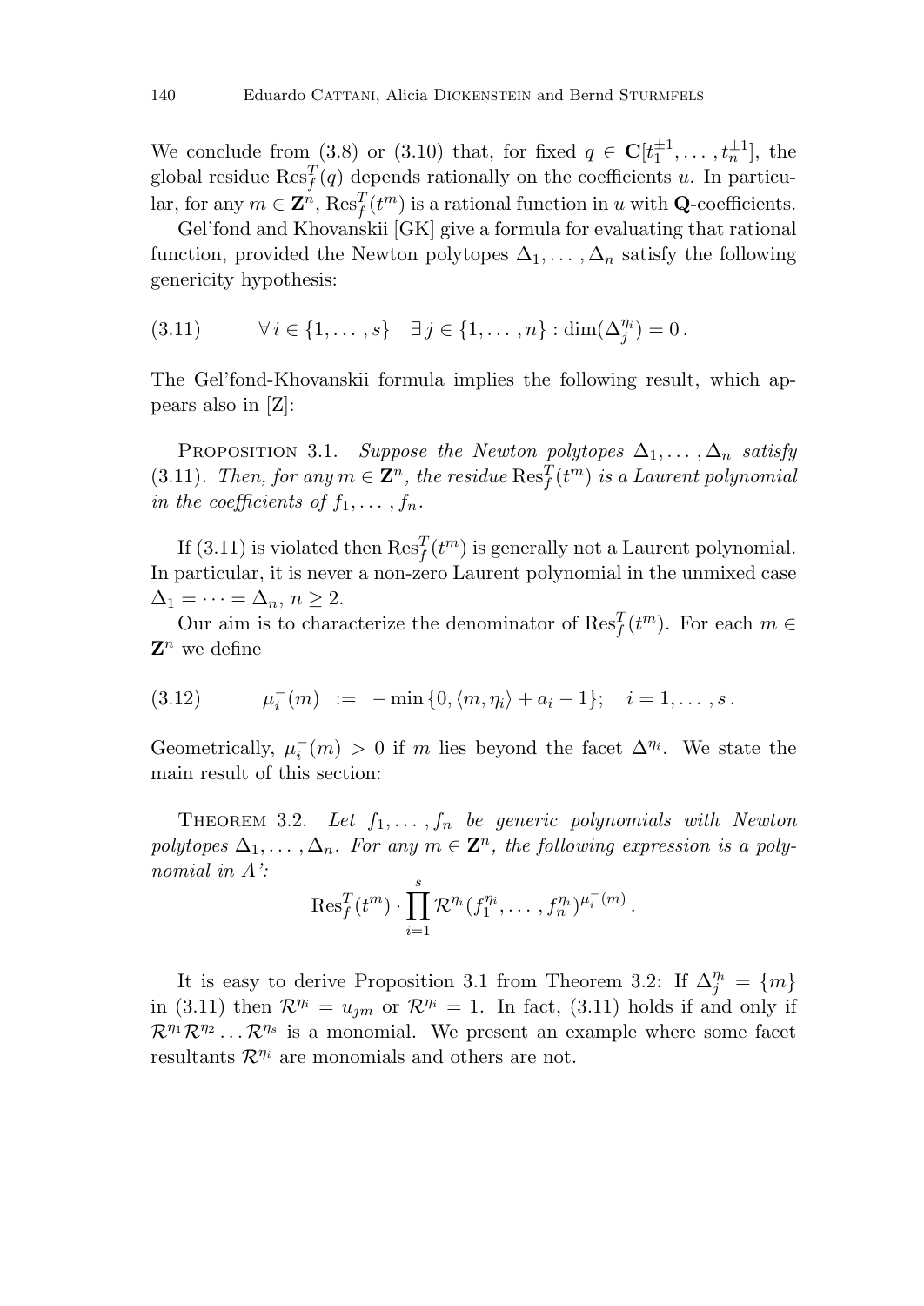We conclude from (3.8) or (3.10) that, for fixed $q \in \mathbf{C}[t_1^{\pm 1}, \dots, t_n^{\pm 1}]$, the global residue $\mathrm{Res}_f^T(q)$ depends rationally on the coefficients $u$. In particular, for any $m \in \mathbf{Z}^n$, $\mathrm{Res}_f^T(t^m)$ is a rational function in $u$ with $\mathbf{Q}$-coefficients.

Gel'fond and Khovanskii [GK] give a formula for evaluating that rational function, provided the Newton polytopes $\Delta_1, \dots, \Delta_n$ satisfy the following genericity hypothesis:

$$\forall\, i \in \{1, \dots, s\} \quad \exists\, j \in \{1, \dots, n\} : \dim(\Delta_j^{\eta_i}) = 0\,. \tag{3.11}$$

The Gel'fond-Khovanskii formula implies the following result, which appears also in [Z]:

Proposition 3.1. *Suppose the Newton polytopes $\Delta_1, \dots, \Delta_n$ satisfy (3.11). Then, for any $m \in \mathbf{Z}^n$, the residue $\mathrm{Res}_f^T(t^m)$ is a Laurent polynomial in the coefficients of $f_1, \dots, f_n$.*

If (3.11) is violated then $\mathrm{Res}_f^T(t^m)$ is generally not a Laurent polynomial. In particular, it is never a non-zero Laurent polynomial in the unmixed case $\Delta_1 = \dots = \Delta_n$, $n \geq 2$.

Our aim is to characterize the denominator of $\mathrm{Res}_f^T(t^m)$. For each $m \in \mathbf{Z}^n$ we define

$$\mu_i^-(m) \;:=\; -\min\{0, \langle m, \eta_i \rangle + a_i - 1\}; \quad i = 1, \dots, s\,. \tag{3.12}$$

Geometrically, $\mu_i^-(m) > 0$ if $m$ lies beyond the facet $\Delta^{\eta_i}$. We state the main result of this section:

Theorem 3.2. *Let $f_1, \dots, f_n$ be generic polynomials with Newton polytopes $\Delta_1, \dots, \Delta_n$. For any $m \in \mathbf{Z}^n$, the following expression is a polynomial in A':*

$$\mathrm{Res}_f^T(t^m) \cdot \prod_{i=1}^{s} \mathcal{R}^{\eta_i}(f_1^{\eta_i}, \dots, f_n^{\eta_i})^{\mu_i^-(m)}\,.$$

It is easy to derive Proposition 3.1 from Theorem 3.2: If $\Delta_j^{\eta_i} = \{m\}$ in (3.11) then $\mathcal{R}^{\eta_i} = u_{jm}$ or $\mathcal{R}^{\eta_i} = 1$. In fact, (3.11) holds if and only if $\mathcal{R}^{\eta_1}\mathcal{R}^{\eta_2} \dots \mathcal{R}^{\eta_s}$ is a monomial. We present an example where some facet resultants $\mathcal{R}^{\eta_i}$ are monomials and others are not.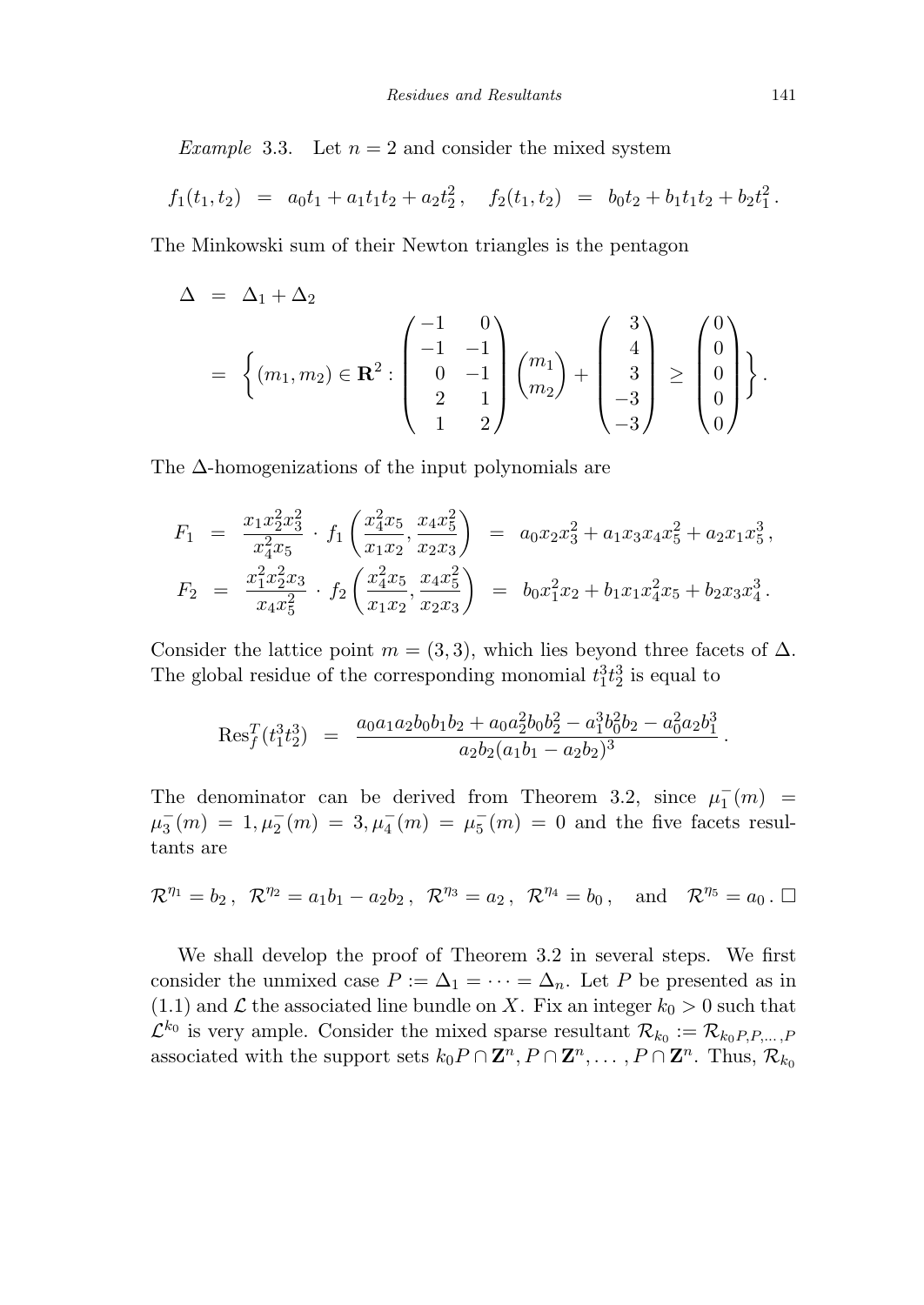*Example* 3.3. Let $n = 2$ and consider the mixed system

$$f_1(t_1, t_2) \;=\; a_0 t_1 + a_1 t_1 t_2 + a_2 t_2^2 \,, \quad f_2(t_1, t_2) \;=\; b_0 t_2 + b_1 t_1 t_2 + b_2 t_1^2 \,.$$

The Minkowski sum of their Newton triangles is the pentagon

$$\begin{aligned} \Delta \;&=\; \Delta_1 + \Delta_2 \\ &=\; \left\{ (m_1, m_2) \in \mathbf{R}^2 : \begin{pmatrix} -1 & 0 \\ -1 & -1 \\ 0 & -1 \\ 2 & 1 \\ 1 & 2 \end{pmatrix} \begin{pmatrix} m_1 \\ m_2 \end{pmatrix} + \begin{pmatrix} 3 \\ 4 \\ 3 \\ -3 \\ -3 \end{pmatrix} \;\geq\; \begin{pmatrix} 0 \\ 0 \\ 0 \\ 0 \\ 0 \end{pmatrix} \right\}. \end{aligned}$$

The $\Delta$-homogenizations of the input polynomials are

$$\begin{aligned} F_1 \;&=\; \frac{x_1 x_2^2 x_3^2}{x_4^2 x_5} \cdot f_1\left( \frac{x_4^2 x_5}{x_1 x_2}, \frac{x_4 x_5^2}{x_2 x_3} \right) \;=\; a_0 x_2 x_3^2 + a_1 x_3 x_4 x_5^2 + a_2 x_1 x_5^3 \,, \\ F_2 \;&=\; \frac{x_1^2 x_2^2 x_3}{x_4 x_5^2} \cdot f_2\left( \frac{x_4^2 x_5}{x_1 x_2}, \frac{x_4 x_5^2}{x_2 x_3} \right) \;=\; b_0 x_1^2 x_2 + b_1 x_1 x_4^2 x_5 + b_2 x_3 x_4^3 \,. \end{aligned}$$

Consider the lattice point $m = (3, 3)$, which lies beyond three facets of $\Delta$. The global residue of the corresponding monomial $t_1^3 t_2^3$ is equal to

$$\mathrm{Res}_f^T(t_1^3 t_2^3) \;=\; \frac{a_0 a_1 a_2 b_0 b_1 b_2 + a_0 a_2^2 b_0 b_2^2 - a_1^3 b_0^2 b_2 - a_0^2 a_2 b_1^3}{a_2 b_2 (a_1 b_1 - a_2 b_2)^3} \,.$$

The denominator can be derived from Theorem 3.2, since $\mu_1^-(m) = \mu_3^-(m) = 1, \mu_2^-(m) = 3, \mu_4^-(m) = \mu_5^-(m) = 0$ and the five facets resultants are

$$\mathcal{R}^{\eta_1} = b_2 \,, \;\; \mathcal{R}^{\eta_2} = a_1 b_1 - a_2 b_2 \,, \;\; \mathcal{R}^{\eta_3} = a_2 \,, \;\; \mathcal{R}^{\eta_4} = b_0 \,, \quad \text{and} \quad \mathcal{R}^{\eta_5} = a_0 \,. \; \square$$

We shall develop the proof of Theorem 3.2 in several steps. We first consider the unmixed case $P := \Delta_1 = \cdots = \Delta_n$. Let $P$ be presented as in (1.1) and $\mathcal{L}$ the associated line bundle on $X$. Fix an integer $k_0 > 0$ such that $\mathcal{L}^{k_0}$ is very ample. Consider the mixed sparse resultant $\mathcal{R}_{k_0} := \mathcal{R}_{k_0 P, P, \ldots, P}$ associated with the support sets $k_0 P \cap \mathbf{Z}^n, P \cap \mathbf{Z}^n, \ldots, P \cap \mathbf{Z}^n$. Thus, $\mathcal{R}_{k_0}$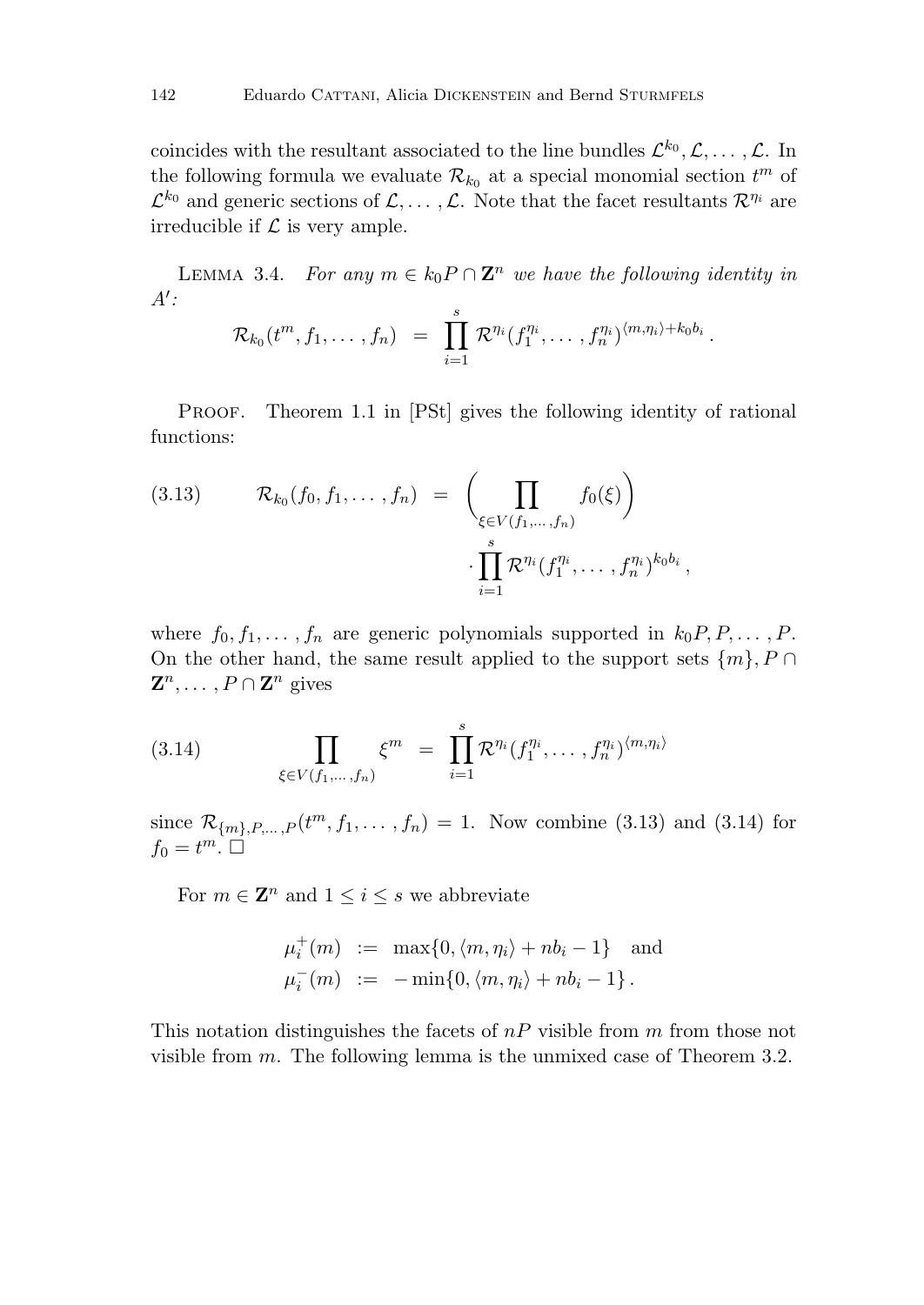coincides with the resultant associated to the line bundles $\mathcal{L}^{k_0}, \mathcal{L}, \ldots, \mathcal{L}$. In the following formula we evaluate $\mathcal{R}_{k_0}$ at a special monomial section $t^m$ of $\mathcal{L}^{k_0}$ and generic sections of $\mathcal{L}, \ldots, \mathcal{L}$. Note that the facet resultants $\mathcal{R}^{\eta_i}$ are irreducible if $\mathcal{L}$ is very ample.

LEMMA 3.4. *For any $m \in k_0 P \cap \mathbf{Z}^n$ we have the following identity in $A'$:*

$$\mathcal{R}_{k_0}(t^m, f_1, \ldots, f_n) \;=\; \prod_{i=1}^{s} \mathcal{R}^{\eta_i}(f_1^{\eta_i}, \ldots, f_n^{\eta_i})^{\langle m, \eta_i \rangle + k_0 b_i}.$$

PROOF. Theorem 1.1 in [PSt] gives the following identity of rational functions:

$$\mathcal{R}_{k_0}(f_0, f_1, \ldots, f_n) \;=\; \left( \prod_{\xi \in V(f_1, \ldots, f_n)} f_0(\xi) \right) \cdot \prod_{i=1}^{s} \mathcal{R}^{\eta_i}(f_1^{\eta_i}, \ldots, f_n^{\eta_i})^{k_0 b_i}, \tag{3.13}$$

where $f_0, f_1, \ldots, f_n$ are generic polynomials supported in $k_0 P, P, \ldots, P$. On the other hand, the same result applied to the support sets $\{m\}, P \cap \mathbf{Z}^n, \ldots, P \cap \mathbf{Z}^n$ gives

$$\prod_{\xi \in V(f_1, \ldots, f_n)} \xi^m \;=\; \prod_{i=1}^{s} \mathcal{R}^{\eta_i}(f_1^{\eta_i}, \ldots, f_n^{\eta_i})^{\langle m, \eta_i \rangle} \tag{3.14}$$

since $\mathcal{R}_{\{m\}, P, \ldots, P}(t^m, f_1, \ldots, f_n) = 1$. Now combine (3.13) and (3.14) for $f_0 = t^m$. $\square$

For $m \in \mathbf{Z}^n$ and $1 \leq i \leq s$ we abbreviate

$$\begin{aligned} \mu_i^+(m) &:= \max\{0, \langle m, \eta_i \rangle + n b_i - 1\} \quad \text{and} \\ \mu_i^-(m) &:= -\min\{0, \langle m, \eta_i \rangle + n b_i - 1\}. \end{aligned}$$

This notation distinguishes the facets of $nP$ visible from $m$ from those not visible from $m$. The following lemma is the unmixed case of Theorem 3.2.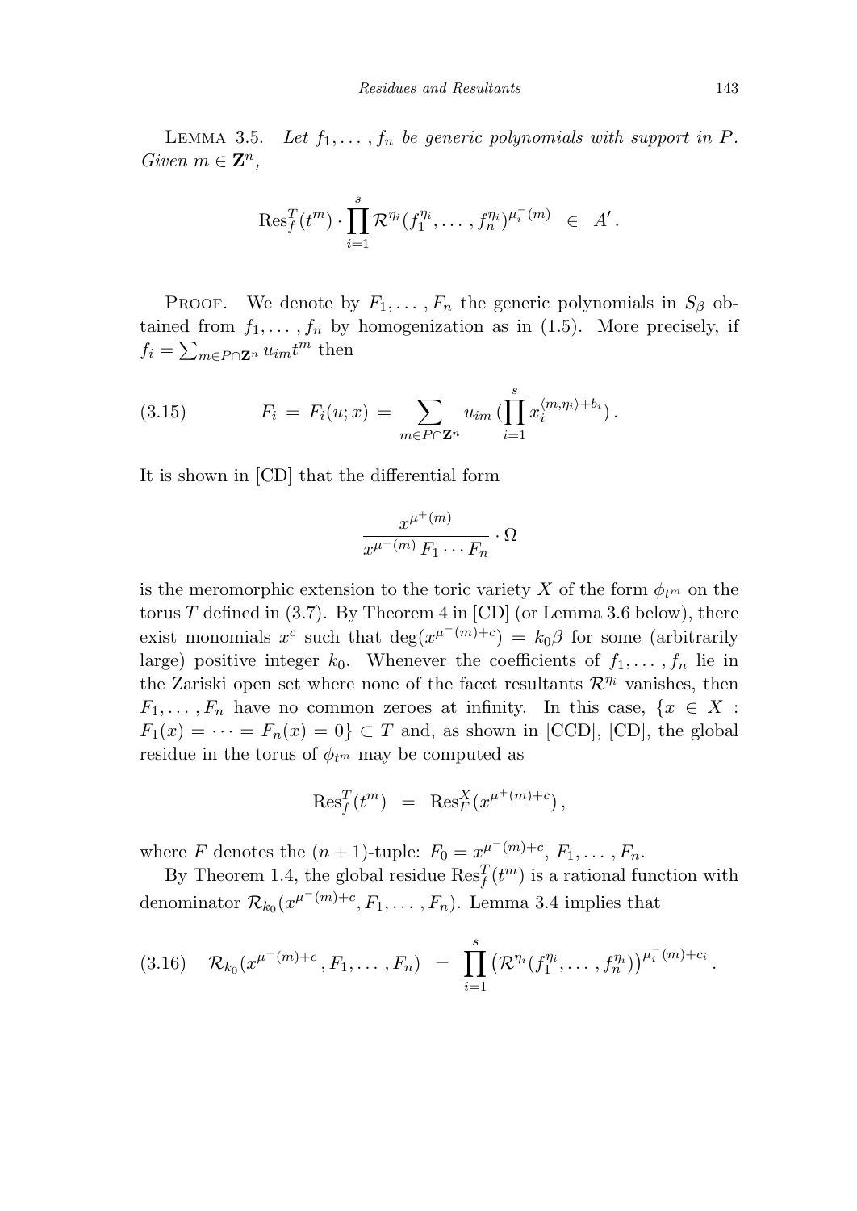Lemma 3.5. *Let $f_1, \dots, f_n$ be generic polynomials with support in $P$. Given $m \in \mathbf{Z}^n$,*

$$\mathrm{Res}_f^T(t^m) \cdot \prod_{i=1}^{s} \mathcal{R}^{\eta_i}(f_1^{\eta_i}, \dots, f_n^{\eta_i})^{\mu_i^-(m)} \quad \in \quad A' .$$

Proof. We denote by $F_1, \dots, F_n$ the generic polynomials in $S_\beta$ obtained from $f_1, \dots, f_n$ by homogenization as in (1.5). More precisely, if $f_i = \sum_{m \in P \cap \mathbf{Z}^n} u_{im} t^m$ then

$$F_i \;=\; F_i(u; x) \;=\; \sum_{m \in P \cap \mathbf{Z}^n} u_{im} \, (\prod_{i=1}^{s} x_i^{\langle m, \eta_i \rangle + b_i}) \,. \tag{3.15}$$

It is shown in [CD] that the differential form

$$\frac{x^{\mu^+(m)}}{x^{\mu^-(m)} \, F_1 \cdots F_n} \cdot \Omega$$

is the meromorphic extension to the toric variety $X$ of the form $\phi_{t^m}$ on the torus $T$ defined in (3.7). By Theorem 4 in [CD] (or Lemma 3.6 below), there exist monomials $x^c$ such that $\deg(x^{\mu^-(m)+c}) = k_0 \beta$ for some (arbitrarily large) positive integer $k_0$. Whenever the coefficients of $f_1, \dots, f_n$ lie in the Zariski open set where none of the facet resultants $\mathcal{R}^{\eta_i}$ vanishes, then $F_1, \dots, F_n$ have no common zeroes at infinity. In this case, $\{x \in X : F_1(x) = \cdots = F_n(x) = 0\} \subset T$ and, as shown in [CCD], [CD], the global residue in the torus of $\phi_{t^m}$ may be computed as

$$\mathrm{Res}_f^T(t^m) \;\; = \;\; \mathrm{Res}_F^X(x^{\mu^+(m)+c}) \,,$$

where $F$ denotes the $(n+1)$-tuple: $F_0 = x^{\mu^-(m)+c}, \, F_1, \dots, F_n$.

By Theorem 1.4, the global residue $\mathrm{Res}_f^T(t^m)$ is a rational function with denominator $\mathcal{R}_{k_0}(x^{\mu^-(m)+c}, F_1, \dots, F_n)$. Lemma 3.4 implies that

$$\mathcal{R}_{k_0}(x^{\mu^-(m)+c}, F_1, \dots, F_n) \;\; = \;\; \prod_{i=1}^{s} \big(\mathcal{R}^{\eta_i}(f_1^{\eta_i}, \dots, f_n^{\eta_i})\big)^{\mu_i^-(m)+c_i} \,. \tag{3.16}$$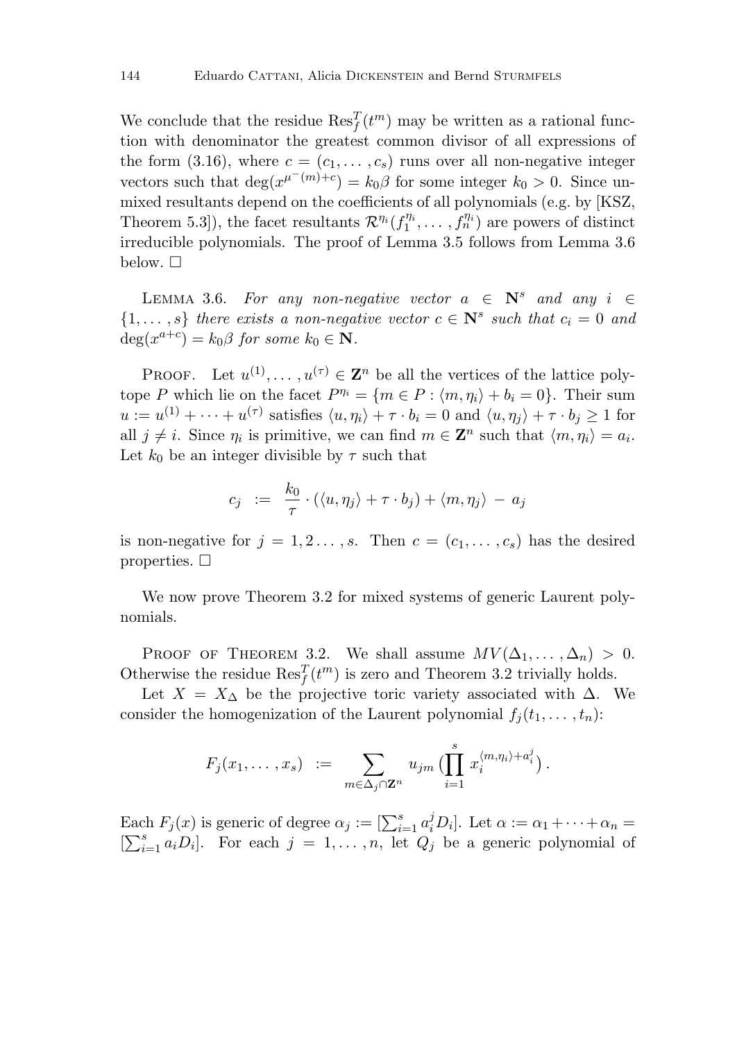We conclude that the residue $\mathrm{Res}_f^T(t^m)$ may be written as a rational function with denominator the greatest common divisor of all expressions of the form (3.16), where $c = (c_1, \ldots, c_s)$ runs over all non-negative integer vectors such that $\deg(x^{\mu^-(m)+c}) = k_0\beta$ for some integer $k_0 > 0$. Since unmixed resultants depend on the coefficients of all polynomials (e.g. by [KSZ, Theorem 5.3]), the facet resultants $\mathcal{R}^{\eta_i}(f_1^{\eta_i}, \ldots, f_n^{\eta_i})$ are powers of distinct irreducible polynomials. The proof of Lemma 3.5 follows from Lemma 3.6 below. □

Lemma 3.6. *For any non-negative vector $a \in \mathbf{N}^s$ and any $i \in \{1, \ldots, s\}$ there exists a non-negative vector $c \in \mathbf{N}^s$ such that $c_i = 0$ and $\deg(x^{a+c}) = k_0\beta$ for some $k_0 \in \mathbf{N}$.*

Proof. Let $u^{(1)}, \ldots, u^{(\tau)} \in \mathbf{Z}^n$ be all the vertices of the lattice polytope $P$ which lie on the facet $P^{\eta_i} = \{m \in P : \langle m, \eta_i \rangle + b_i = 0\}$. Their sum $u := u^{(1)} + \cdots + u^{(\tau)}$ satisfies $\langle u, \eta_i \rangle + \tau \cdot b_i = 0$ and $\langle u, \eta_j \rangle + \tau \cdot b_j \geq 1$ for all $j \neq i$. Since $\eta_i$ is primitive, we can find $m \in \mathbf{Z}^n$ such that $\langle m, \eta_i \rangle = a_i$. Let $k_0$ be an integer divisible by $\tau$ such that

$$c_j \;:=\; \frac{k_0}{\tau} \cdot (\langle u, \eta_j \rangle + \tau \cdot b_j) + \langle m, \eta_j \rangle \,-\, a_j$$

is non-negative for $j = 1, 2 \ldots, s$. Then $c = (c_1, \ldots, c_s)$ has the desired properties. □

We now prove Theorem 3.2 for mixed systems of generic Laurent polynomials.

Proof of Theorem 3.2. We shall assume $MV(\Delta_1, \ldots, \Delta_n) > 0$. Otherwise the residue $\mathrm{Res}_f^T(t^m)$ is zero and Theorem 3.2 trivially holds.

Let $X = X_\Delta$ be the projective toric variety associated with $\Delta$. We consider the homogenization of the Laurent polynomial $f_j(t_1, \ldots, t_n)$:

$$F_j(x_1, \ldots, x_s) \;:=\; \sum_{m \in \Delta_j \cap \mathbf{Z}^n} u_{jm} \, \bigl( \prod_{i=1}^{s} x_i^{\langle m, \eta_i \rangle + a_i^j} \bigr) \,.$$

Each $F_j(x)$ is generic of degree $\alpha_j := [\sum_{i=1}^s a_i^j D_i]$. Let $\alpha := \alpha_1 + \cdots + \alpha_n = [\sum_{i=1}^s a_i D_i]$. For each $j = 1, \ldots, n$, let $Q_j$ be a generic polynomial of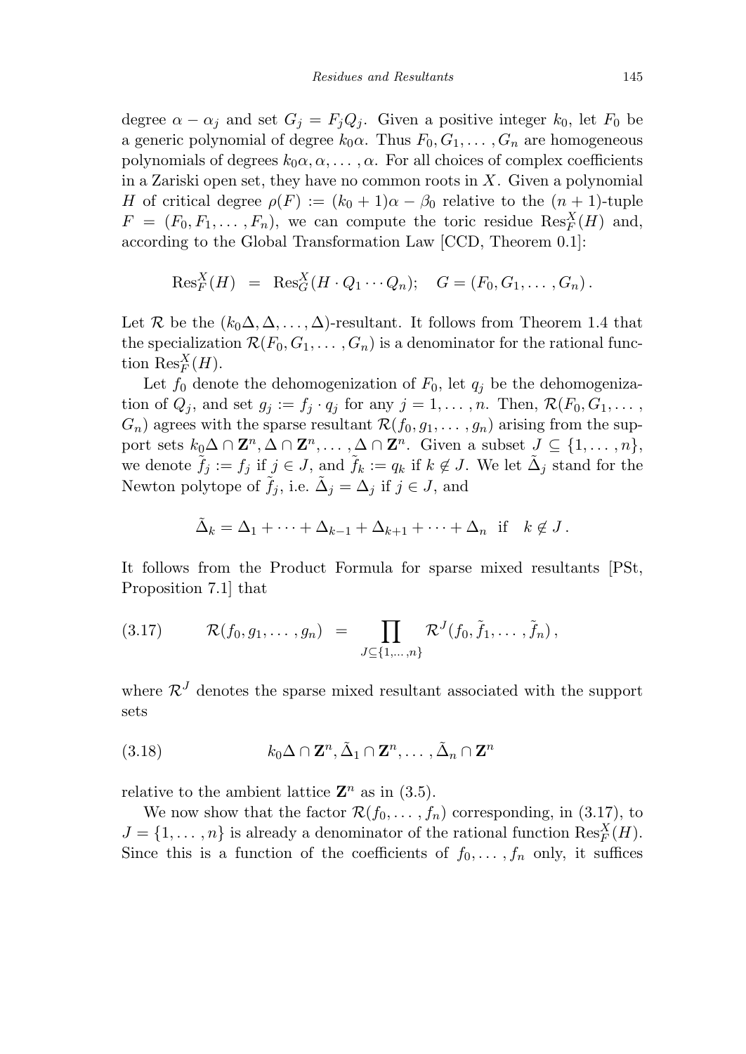degree $\alpha - \alpha_j$ and set $G_j = F_j Q_j$. Given a positive integer $k_0$, let $F_0$ be a generic polynomial of degree $k_0\alpha$. Thus $F_0, G_1, \ldots, G_n$ are homogeneous polynomials of degrees $k_0\alpha, \alpha, \ldots, \alpha$. For all choices of complex coefficients in a Zariski open set, they have no common roots in $X$. Given a polynomial $H$ of critical degree $\rho(F) := (k_0+1)\alpha - \beta_0$ relative to the $(n+1)$-tuple $F = (F_0, F_1, \ldots, F_n)$, we can compute the toric residue $\mathrm{Res}_F^X(H)$ and, according to the Global Transformation Law [CCD, Theorem 0.1]:

$$\mathrm{Res}_F^X(H) \;=\; \mathrm{Res}_G^X(H \cdot Q_1 \cdots Q_n); \quad G = (F_0, G_1, \ldots, G_n)\,.$$

Let $\mathcal{R}$ be the $(k_0\Delta, \Delta, \ldots, \Delta)$-resultant. It follows from Theorem 1.4 that the specialization $\mathcal{R}(F_0, G_1, \ldots, G_n)$ is a denominator for the rational function $\mathrm{Res}_F^X(H)$.

Let $f_0$ denote the dehomogenization of $F_0$, let $q_j$ be the dehomogenization of $Q_j$, and set $g_j := f_j \cdot q_j$ for any $j = 1, \ldots, n$. Then, $\mathcal{R}(F_0, G_1, \ldots, G_n)$ agrees with the sparse resultant $\mathcal{R}(f_0, g_1, \ldots, g_n)$ arising from the support sets $k_0\Delta \cap \mathbf{Z}^n, \Delta \cap \mathbf{Z}^n, \ldots, \Delta \cap \mathbf{Z}^n$. Given a subset $J \subseteq \{1, \ldots, n\}$, we denote $\tilde{f}_j := f_j$ if $j \in J$, and $\tilde{f}_k := q_k$ if $k \notin J$. We let $\tilde{\Delta}_j$ stand for the Newton polytope of $\tilde{f}_j$, i.e. $\tilde{\Delta}_j = \Delta_j$ if $j \in J$, and

$$\tilde{\Delta}_k = \Delta_1 + \cdots + \Delta_{k-1} + \Delta_{k+1} + \cdots + \Delta_n \ \text{ if } \ k \notin J\,.$$

It follows from the Product Formula for sparse mixed resultants [PSt, Proposition 7.1] that

$$\mathcal{R}(f_0, g_1, \ldots, g_n) \;=\; \prod_{J \subseteq \{1, \ldots, n\}} \mathcal{R}^J(f_0, \tilde{f}_1, \ldots, \tilde{f}_n)\,, \tag{3.17}$$

where $\mathcal{R}^J$ denotes the sparse mixed resultant associated with the support sets

$$k_0\Delta \cap \mathbf{Z}^n, \tilde{\Delta}_1 \cap \mathbf{Z}^n, \ldots, \tilde{\Delta}_n \cap \mathbf{Z}^n \tag{3.18}$$

relative to the ambient lattice $\mathbf{Z}^n$ as in (3.5).

We now show that the factor $\mathcal{R}(f_0, \ldots, f_n)$ corresponding, in (3.17), to $J = \{1, \ldots, n\}$ is already a denominator of the rational function $\mathrm{Res}_F^X(H)$. Since this is a function of the coefficients of $f_0, \ldots, f_n$ only, it suffices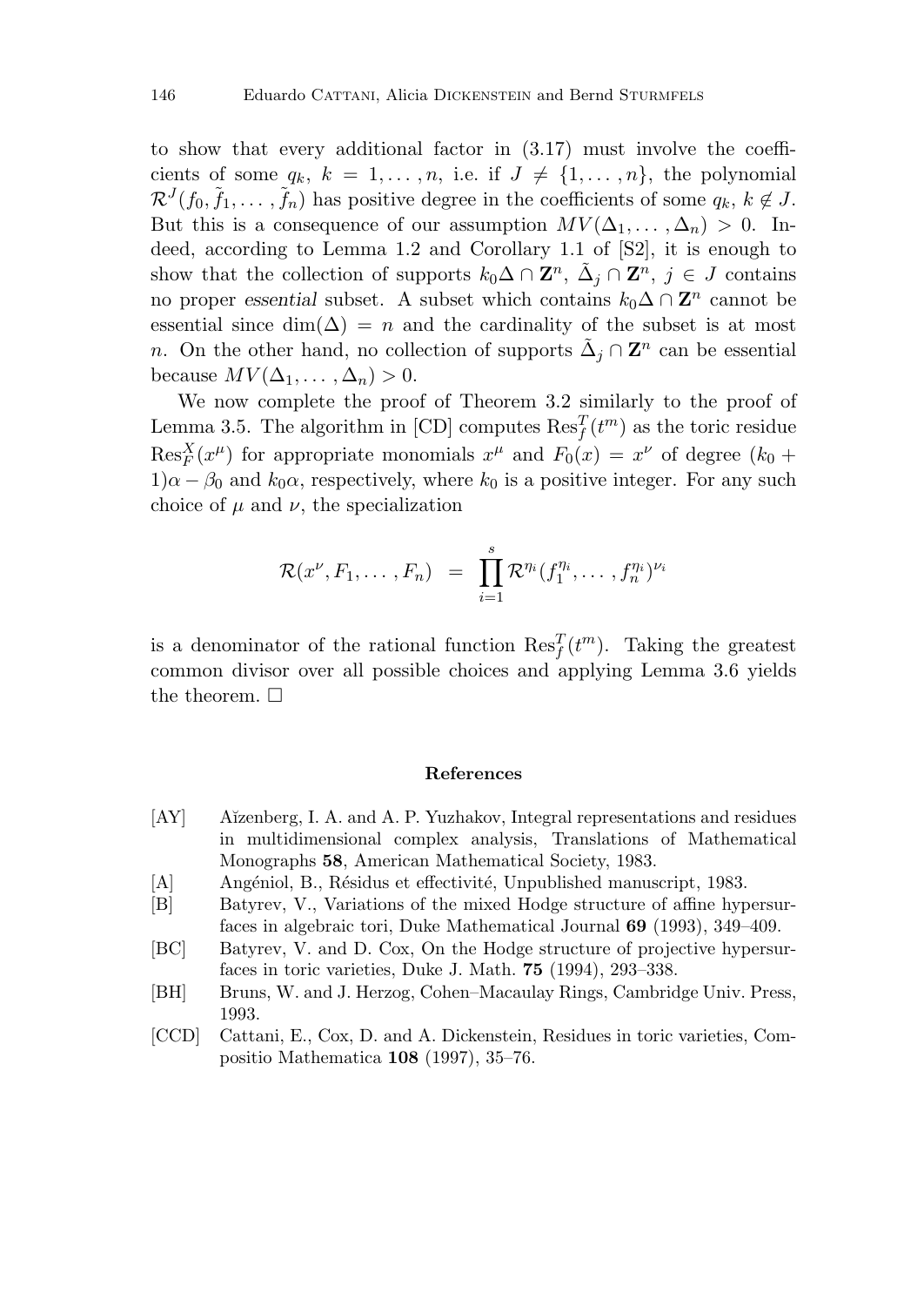to show that every additional factor in (3.17) must involve the coefficients of some $q_k$, $k = 1, \ldots, n$, i.e. if $J \neq \{1, \ldots, n\}$, the polynomial $\mathcal{R}^J(f_0, \tilde{f}_1, \ldots, \tilde{f}_n)$ has positive degree in the coefficients of some $q_k$, $k \notin J$. But this is a consequence of our assumption $MV(\Delta_1, \ldots, \Delta_n) > 0$. Indeed, according to Lemma 1.2 and Corollary 1.1 of [S2], it is enough to show that the collection of supports $k_0\Delta \cap \mathbf{Z}^n$, $\tilde{\Delta}_j \cap \mathbf{Z}^n$, $j \in J$ contains no proper *essential* subset. A subset which contains $k_0\Delta \cap \mathbf{Z}^n$ cannot be essential since $\dim(\Delta) = n$ and the cardinality of the subset is at most $n$. On the other hand, no collection of supports $\tilde{\Delta}_j \cap \mathbf{Z}^n$ can be essential because $MV(\Delta_1, \ldots, \Delta_n) > 0$.

We now complete the proof of Theorem 3.2 similarly to the proof of Lemma 3.5. The algorithm in [CD] computes $\mathrm{Res}_f^T(t^m)$ as the toric residue $\mathrm{Res}_F^X(x^\mu)$ for appropriate monomials $x^\mu$ and $F_0(x) = x^\nu$ of degree $(k_0 + 1)\alpha - \beta_0$ and $k_0\alpha$, respectively, where $k_0$ is a positive integer. For any such choice of $\mu$ and $\nu$, the specialization

$$\mathcal{R}(x^\nu, F_1, \ldots, F_n) \;=\; \prod_{i=1}^{s} \mathcal{R}^{\eta_i}(f_1^{\eta_i}, \ldots, f_n^{\eta_i})^{\nu_i}$$

is a denominator of the rational function $\mathrm{Res}_f^T(t^m)$. Taking the greatest common divisor over all possible choices and applying Lemma 3.6 yields the theorem. □

## References

[AY] Aĭzenberg, I. A. and A. P. Yuzhakov, Integral representations and residues in multidimensional complex analysis, Translations of Mathematical Monographs **58**, American Mathematical Society, 1983.

[A] Angéniol, B., Résidus et effectivité, Unpublished manuscript, 1983.

[B] Batyrev, V., Variations of the mixed Hodge structure of affine hypersurfaces in algebraic tori, Duke Mathematical Journal **69** (1993), 349–409.

[BC] Batyrev, V. and D. Cox, On the Hodge structure of projective hypersurfaces in toric varieties, Duke J. Math. **75** (1994), 293–338.

[BH] Bruns, W. and J. Herzog, Cohen–Macaulay Rings, Cambridge Univ. Press, 1993.

[CCD] Cattani, E., Cox, D. and A. Dickenstein, Residues in toric varieties, Compositio Mathematica **108** (1997), 35–76.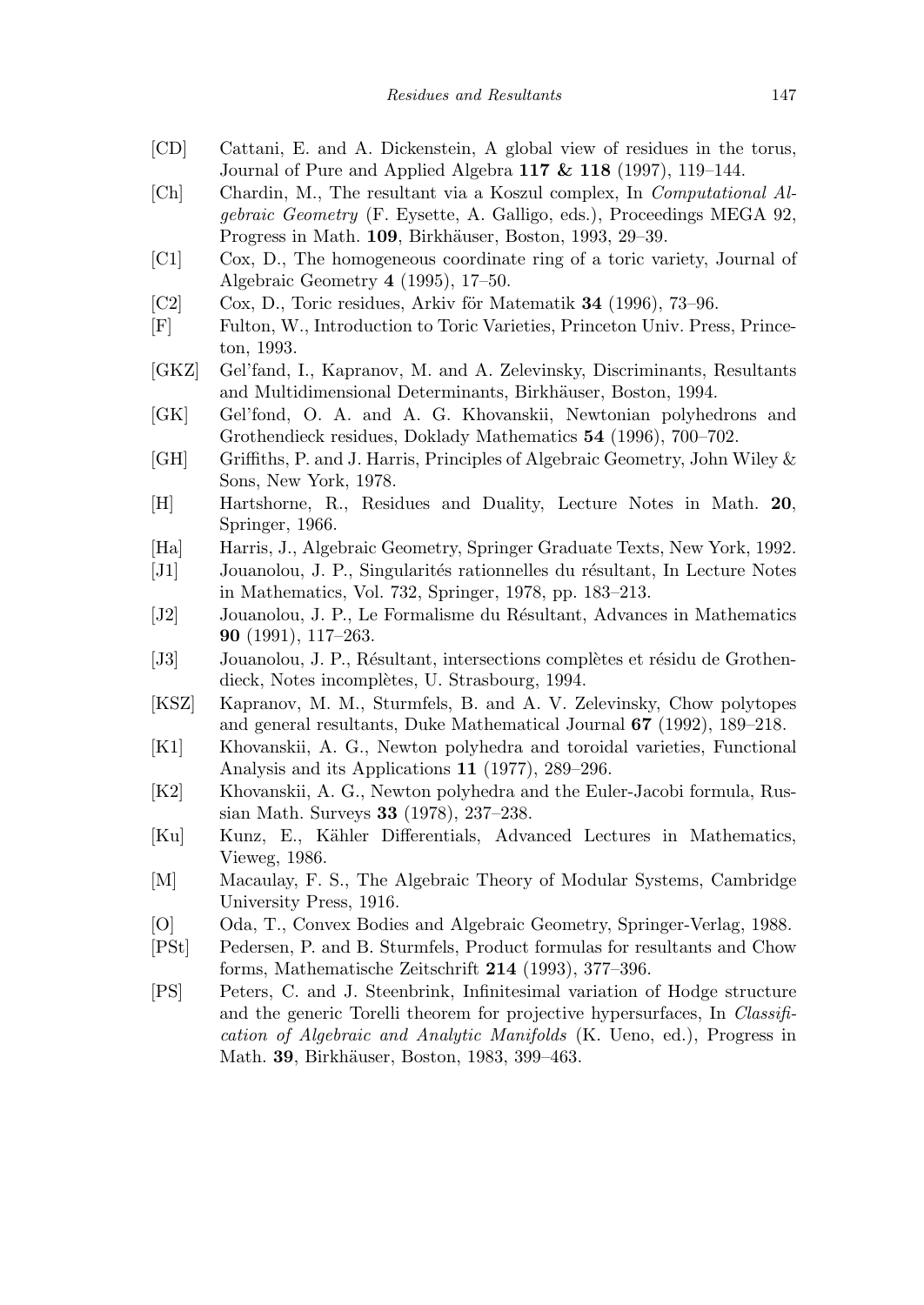[CD] Cattani, E. and A. Dickenstein, A global view of residues in the torus, Journal of Pure and Applied Algebra **117 & 118** (1997), 119–144.

[Ch] Chardin, M., The resultant via a Koszul complex, In *Computational Algebraic Geometry* (F. Eysette, A. Galligo, eds.), Proceedings MEGA 92, Progress in Math. **109**, Birkhäuser, Boston, 1993, 29–39.

[C1] Cox, D., The homogeneous coordinate ring of a toric variety, Journal of Algebraic Geometry **4** (1995), 17–50.

[C2] Cox, D., Toric residues, Arkiv för Matematik **34** (1996), 73–96.

[F] Fulton, W., Introduction to Toric Varieties, Princeton Univ. Press, Princeton, 1993.

[GKZ] Gel'fand, I., Kapranov, M. and A. Zelevinsky, Discriminants, Resultants and Multidimensional Determinants, Birkhäuser, Boston, 1994.

[GK] Gel'fond, O. A. and A. G. Khovanskii, Newtonian polyhedrons and Grothendieck residues, Doklady Mathematics **54** (1996), 700–702.

[GH] Griffiths, P. and J. Harris, Principles of Algebraic Geometry, John Wiley & Sons, New York, 1978.

[H] Hartshorne, R., Residues and Duality, Lecture Notes in Math. **20**, Springer, 1966.

[Ha] Harris, J., Algebraic Geometry, Springer Graduate Texts, New York, 1992.

[J1] Jouanolou, J. P., Singularités rationnelles du résultant, In Lecture Notes in Mathematics, Vol. 732, Springer, 1978, pp. 183–213.

[J2] Jouanolou, J. P., Le Formalisme du Résultant, Advances in Mathematics **90** (1991), 117–263.

[J3] Jouanolou, J. P., Résultant, intersections complètes et résidu de Grothendieck, Notes incomplètes, U. Strasbourg, 1994.

[KSZ] Kapranov, M. M., Sturmfels, B. and A. V. Zelevinsky, Chow polytopes and general resultants, Duke Mathematical Journal **67** (1992), 189–218.

[K1] Khovanskii, A. G., Newton polyhedra and toroidal varieties, Functional Analysis and its Applications **11** (1977), 289–296.

[K2] Khovanskii, A. G., Newton polyhedra and the Euler-Jacobi formula, Russian Math. Surveys **33** (1978), 237–238.

[Ku] Kunz, E., Kähler Differentials, Advanced Lectures in Mathematics, Vieweg, 1986.

[M] Macaulay, F. S., The Algebraic Theory of Modular Systems, Cambridge University Press, 1916.

[O] Oda, T., Convex Bodies and Algebraic Geometry, Springer-Verlag, 1988.

[PSt] Pedersen, P. and B. Sturmfels, Product formulas for resultants and Chow forms, Mathematische Zeitschrift **214** (1993), 377–396.

[PS] Peters, C. and J. Steenbrink, Infinitesimal variation of Hodge structure and the generic Torelli theorem for projective hypersurfaces, In *Classification of Algebraic and Analytic Manifolds* (K. Ueno, ed.), Progress in Math. **39**, Birkhäuser, Boston, 1983, 399–463.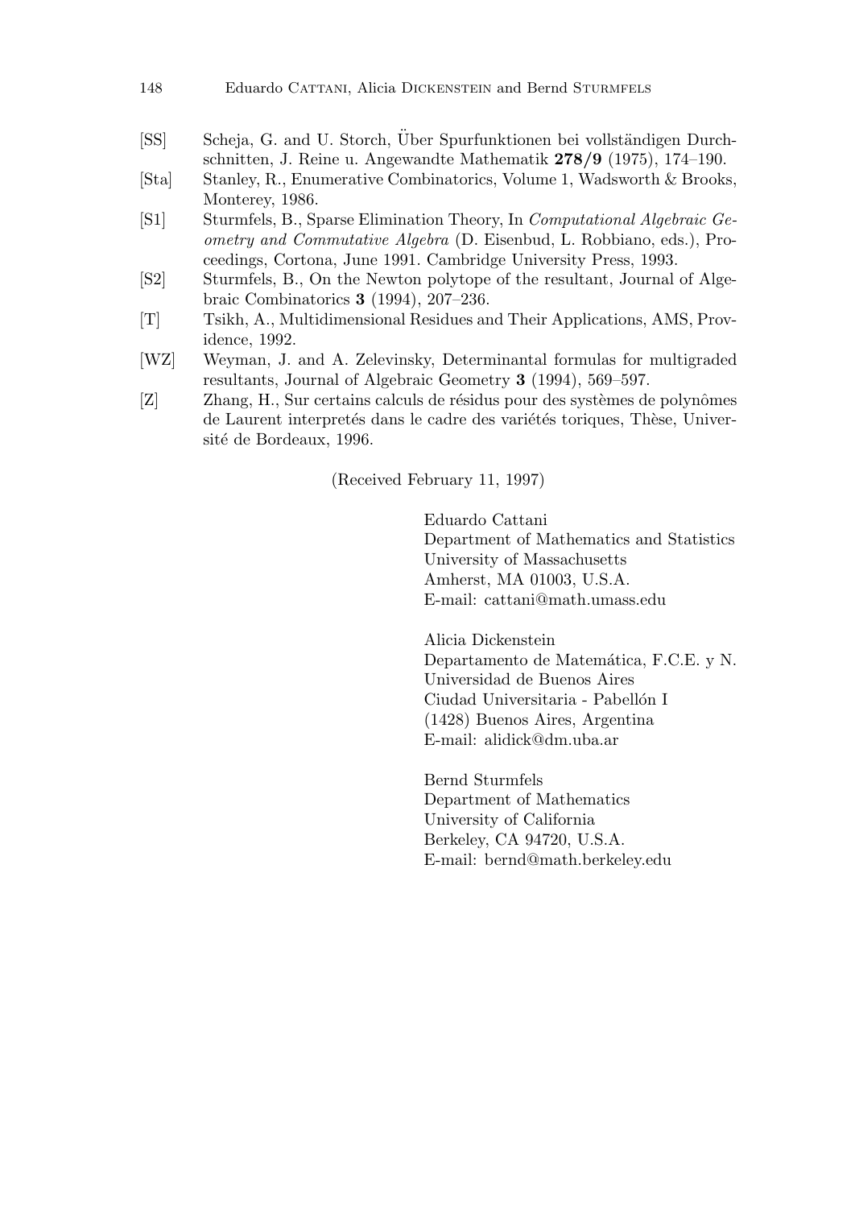[SS] Scheja, G. and U. Storch, Über Spurfunktionen bei vollständigen Durchschnitten, J. Reine u. Angewandte Mathematik **278/9** (1975), 174–190.

[Sta] Stanley, R., Enumerative Combinatorics, Volume 1, Wadsworth & Brooks, Monterey, 1986.

[S1] Sturmfels, B., Sparse Elimination Theory, In *Computational Algebraic Geometry and Commutative Algebra* (D. Eisenbud, L. Robbiano, eds.), Proceedings, Cortona, June 1991. Cambridge University Press, 1993.

[S2] Sturmfels, B., On the Newton polytope of the resultant, Journal of Algebraic Combinatorics **3** (1994), 207–236.

[T] Tsikh, A., Multidimensional Residues and Their Applications, AMS, Providence, 1992.

[WZ] Weyman, J. and A. Zelevinsky, Determinantal formulas for multigraded resultants, Journal of Algebraic Geometry **3** (1994), 569–597.

[Z] Zhang, H., Sur certains calculs de résidus pour des systèmes de polynômes de Laurent interpretés dans le cadre des variétés toriques, Thèse, Université de Bordeaux, 1996.

(Received February 11, 1997)

Eduardo Cattani
Department of Mathematics and Statistics
University of Massachusetts
Amherst, MA 01003, U.S.A.
E-mail: cattani@math.umass.edu

Alicia Dickenstein
Departamento de Matemática, F.C.E. y N.
Universidad de Buenos Aires
Ciudad Universitaria - Pabellón I
(1428) Buenos Aires, Argentina
E-mail: alidick@dm.uba.ar

Bernd Sturmfels
Department of Mathematics
University of California
Berkeley, CA 94720, U.S.A.
E-mail: bernd@math.berkeley.edu